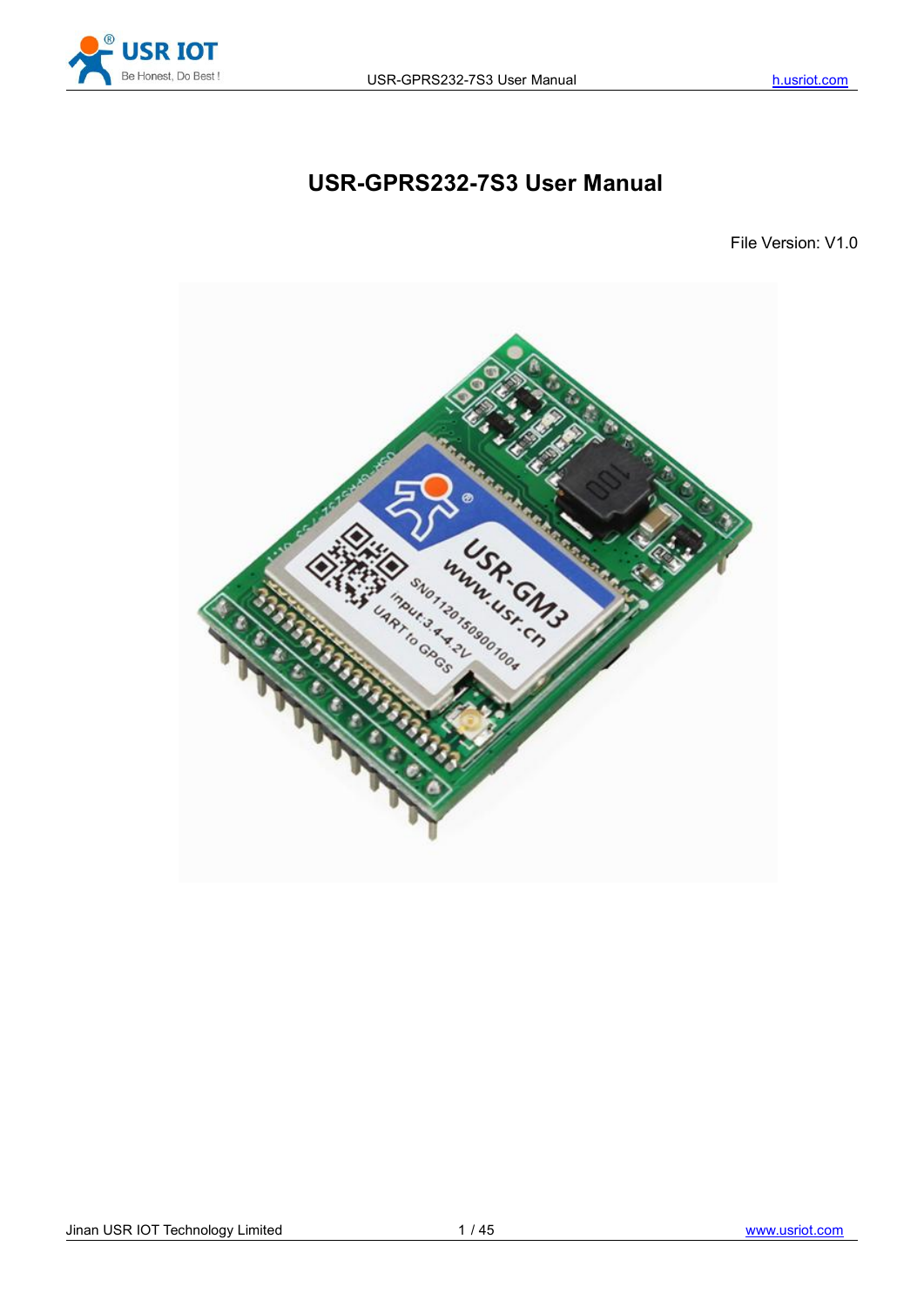# USR-GPRS232-7S3 User Manual

File Version: V1.0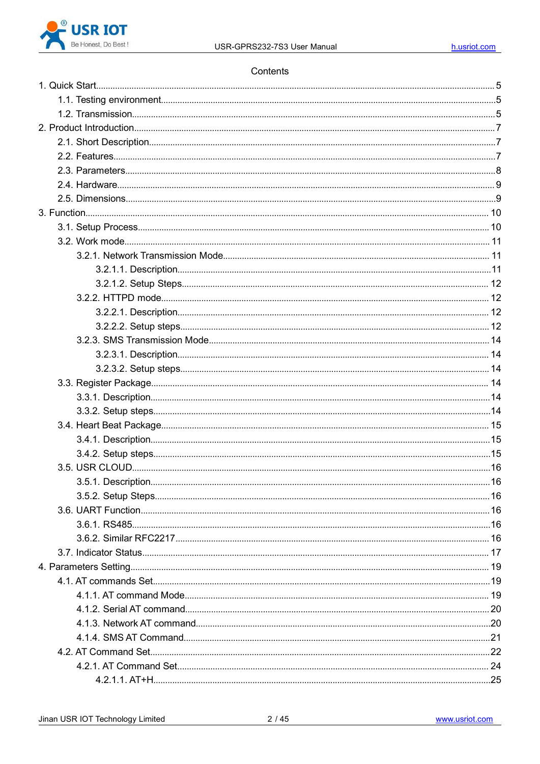Contents

1. Quick Start........................................................................................................ 5
    1.1. Testing environment.................................................................................. 5
    1.2. Transmission............................................................................................... 5
2. Product Introduction.......................................................................................... 7
    2.1. Short Description........................................................................................ 7
    2.2. Features....................................................................................................... 7
    2.3. Parameters.................................................................................................. 8
    2.4. Hardware..................................................................................................... 9
    2.5. Dimensions.................................................................................................. 9
3. Function............................................................................................................. 10
    3.1. Setup Process............................................................................................. 10
    3.2. Work mode.................................................................................................. 11
        3.2.1. Network Transmission Mode................................................................ 11
            3.2.1.1. Description....................................................................................... 11
            3.2.1.2. Setup Steps...................................................................................... 12
        3.2.2. HTTPD mode......................................................................................... 12
            3.2.2.1. Description....................................................................................... 12
            3.2.2.2. Setup steps....................................................................................... 12
        3.2.3. SMS Transmission Mode...................................................................... 14
            3.2.3.1. Description....................................................................................... 14
            3.2.3.2. Setup steps....................................................................................... 14
    3.3. Register Package........................................................................................ 14
        3.3.1. Description............................................................................................ 14
        3.3.2. Setup steps............................................................................................ 14
    3.4. Heart Beat Package.................................................................................... 15
        3.4.1. Description............................................................................................ 15
        3.4.2. Setup steps............................................................................................ 15
    3.5. USR CLOUD................................................................................................ 16
        3.5.1. Description............................................................................................ 16
        3.5.2. Setup Steps........................................................................................... 16
    3.6. UART Function............................................................................................ 16
        3.6.1. RS485.................................................................................................... 16
        3.6.2. Similar RFC2217................................................................................... 16
    3.7. Indicator Status........................................................................................... 17
4. Parameters Setting............................................................................................ 19
    4.1. AT commands Set....................................................................................... 19
        4.1.1. AT command Mode................................................................................ 19
        4.1.2. Serial AT command................................................................................ 20
        4.1.3. Network AT command............................................................................ 20
        4.1.4. SMS AT Command................................................................................. 21
    4.2. AT Command Set......................................................................................... 22
        4.2.1. AT Command Set................................................................................... 24
            4.2.1.1. AT+H.................................................................................................. 25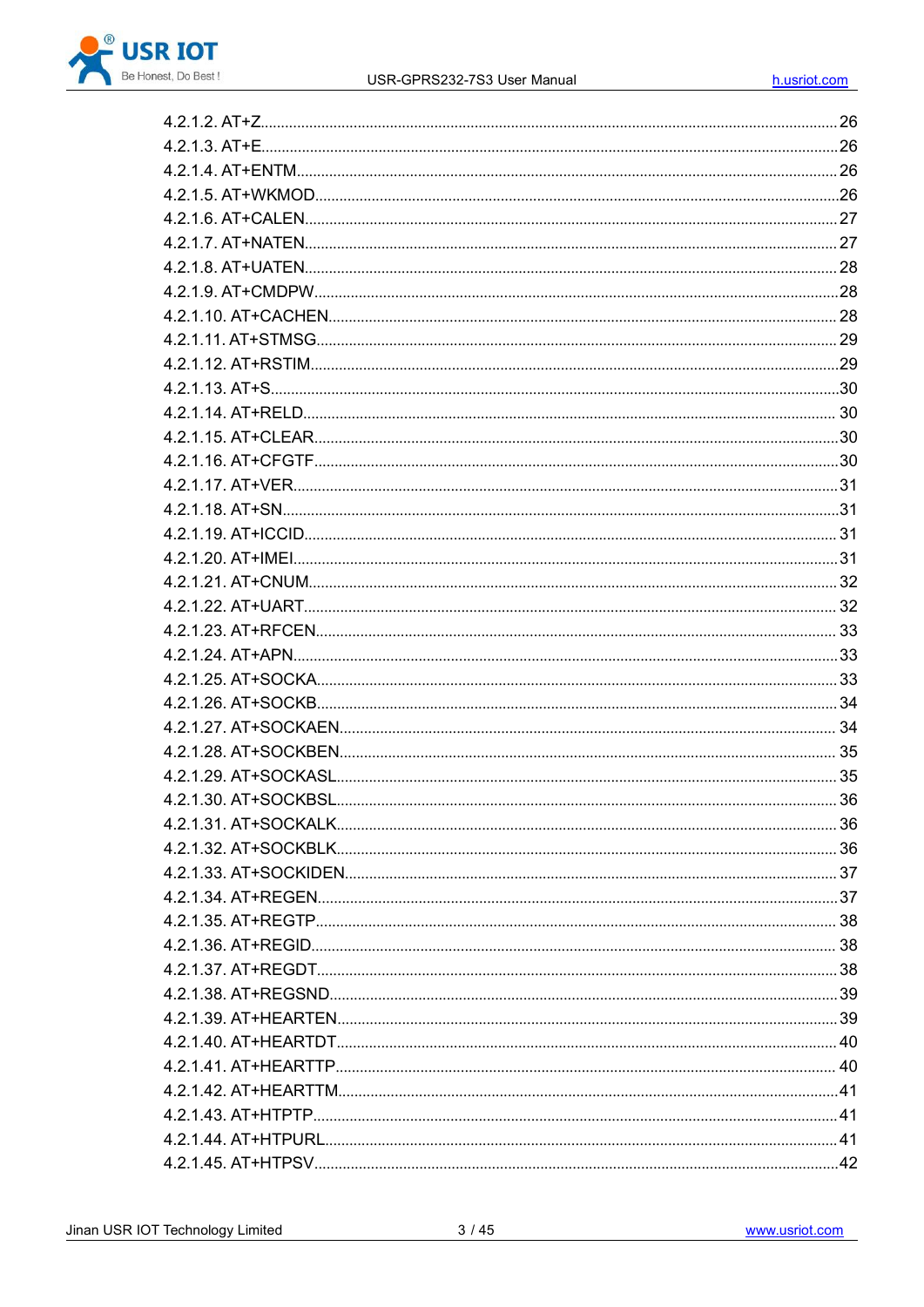4.2.1.2. AT+Z........................................................................................................................ 26
4.2.1.3. AT+E........................................................................................................................ 26
4.2.1.4. AT+ENTM................................................................................................................ 26
4.2.1.5. AT+WKMOD............................................................................................................ 26
4.2.1.6. AT+CALEN.............................................................................................................. 27
4.2.1.7. AT+NATEN.............................................................................................................. 27
4.2.1.8. AT+UATEN.............................................................................................................. 28
4.2.1.9. AT+CMDPW............................................................................................................ 28
4.2.1.10. AT+CACHEN......................................................................................................... 28
4.2.1.11. AT+STMSG........................................................................................................... 29
4.2.1.12. AT+RSTIM............................................................................................................. 29
4.2.1.13. AT+S...................................................................................................................... 30
4.2.1.14. AT+RELD............................................................................................................... 30
4.2.1.15. AT+CLEAR............................................................................................................ 30
4.2.1.16. AT+CFGTF............................................................................................................ 30
4.2.1.17. AT+VER................................................................................................................. 31
4.2.1.18. AT+SN.................................................................................................................... 31
4.2.1.19. AT+ICCID.............................................................................................................. 31
4.2.1.20. AT+IMEI................................................................................................................. 31
4.2.1.21. AT+CNUM.............................................................................................................. 32
4.2.1.22. AT+UART............................................................................................................... 32
4.2.1.23. AT+RFCEN............................................................................................................ 33
4.2.1.24. AT+APN.................................................................................................................. 33
4.2.1.25. AT+SOCKA............................................................................................................ 33
4.2.1.26. AT+SOCKB............................................................................................................ 34
4.2.1.27. AT+SOCKAEN....................................................................................................... 34
4.2.1.28. AT+SOCKBEN....................................................................................................... 35
4.2.1.29. AT+SOCKASL........................................................................................................ 35
4.2.1.30. AT+SOCKBSL........................................................................................................ 36
4.2.1.31. AT+SOCKALK....................................................................................................... 36
4.2.1.32. AT+SOCKBLK........................................................................................................ 36
4.2.1.33. AT+SOCKIDEN...................................................................................................... 37
4.2.1.34. AT+REGEN............................................................................................................ 37
4.2.1.35. AT+REGTP............................................................................................................ 38
4.2.1.36. AT+REGID............................................................................................................. 38
4.2.1.37. AT+REGDT............................................................................................................ 38
4.2.1.38. AT+REGSND.......................................................................................................... 39
4.2.1.39. AT+HEARTEN....................................................................................................... 39
4.2.1.40. AT+HEARTDT....................................................................................................... 40
4.2.1.41. AT+HEARTTP........................................................................................................ 40
4.2.1.42. AT+HEARTTM....................................................................................................... 41
4.2.1.43. AT+HTPTP............................................................................................................. 41
4.2.1.44. AT+HTPURL.......................................................................................................... 41
4.2.1.45. AT+HTPSV............................................................................................................ 42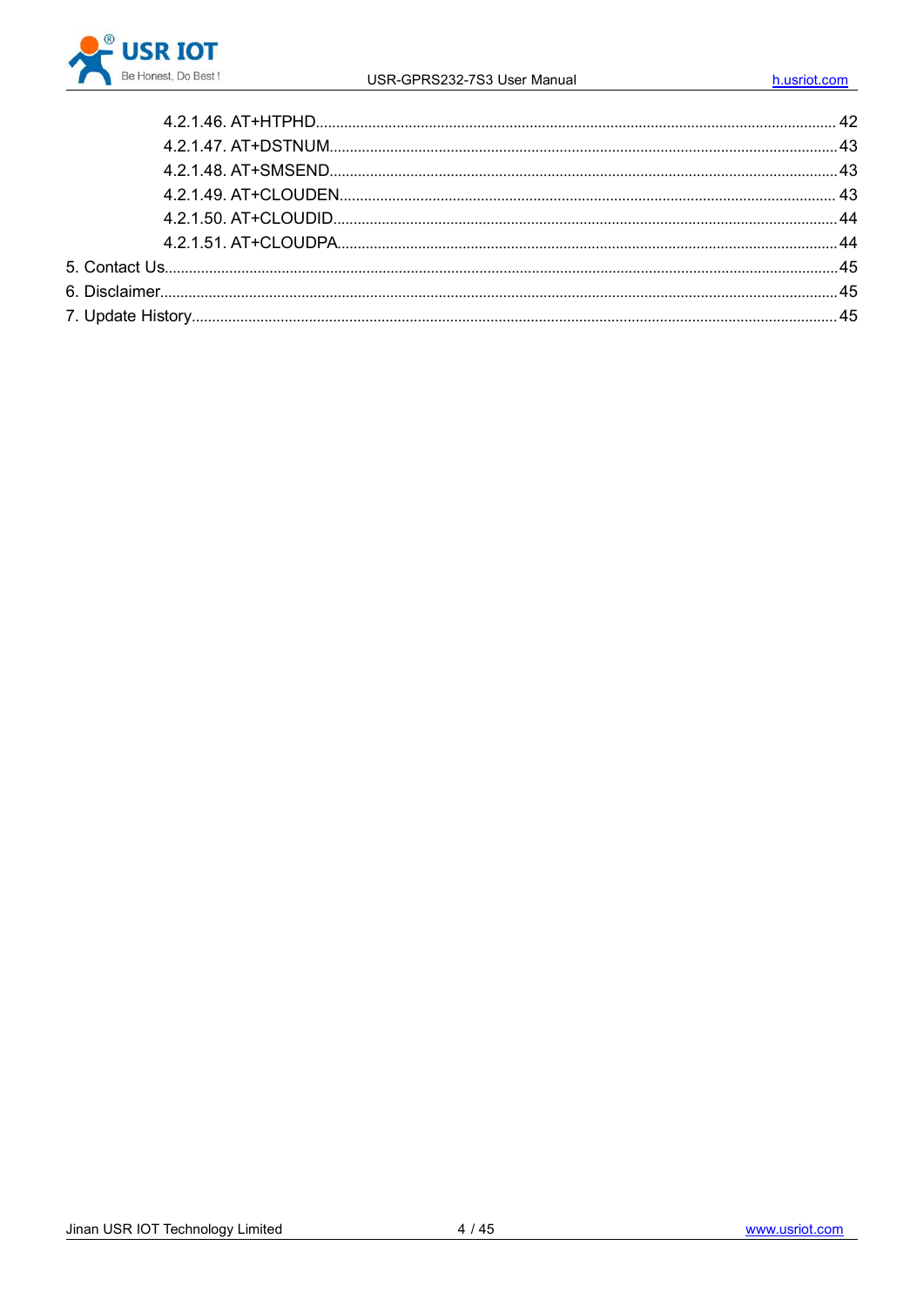4.2.1.46. AT+HTPHD........................................................................................................ 42
4.2.1.47. AT+DSTNUM.................................................................................................... 43
4.2.1.48. AT+SMSEND..................................................................................................... 43
4.2.1.49. AT+CLOUDEN.................................................................................................. 43
4.2.1.50. AT+CLOUDID.................................................................................................... 44
4.2.1.51. AT+CLOUDPA.................................................................................................. 44

5. Contact Us.................................................................................................................................. 45
6. Disclaimer.................................................................................................................................... 45
7. Update History............................................................................................................................ 45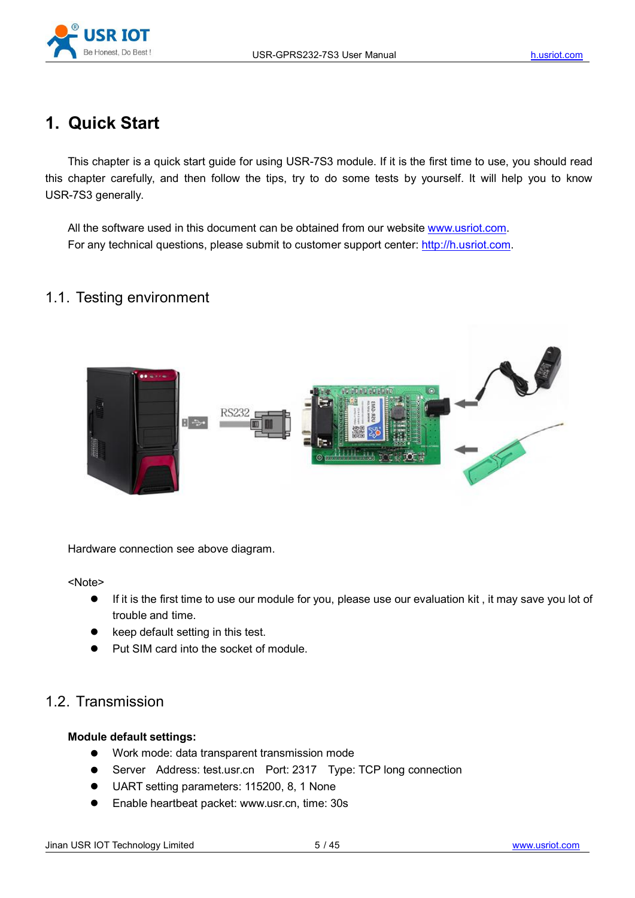# 1. Quick Start

This chapter is a quick start guide for using USR-7S3 module. If it is the first time to use, you should read this chapter carefully, and then follow the tips, try to do some tests by yourself. It will help you to know USR-7S3 generally.

All the software used in this document can be obtained from our website www.usriot.com.
For any technical questions, please submit to customer support center: http://h.usriot.com.

## 1.1. Testing environment

Hardware connection see above diagram.

<Note>

- If it is the first time to use our module for you, please use our evaluation kit , it may save you lot of trouble and time.
- keep default setting in this test.
- Put SIM card into the socket of module.

## 1.2. Transmission

**Module default settings:**

- Work mode: data transparent transmission mode
- Server Address: test.usr.cn Port: 2317 Type: TCP long connection
- UART setting parameters: 115200, 8, 1 None
- Enable heartbeat packet: www.usr.cn, time: 30s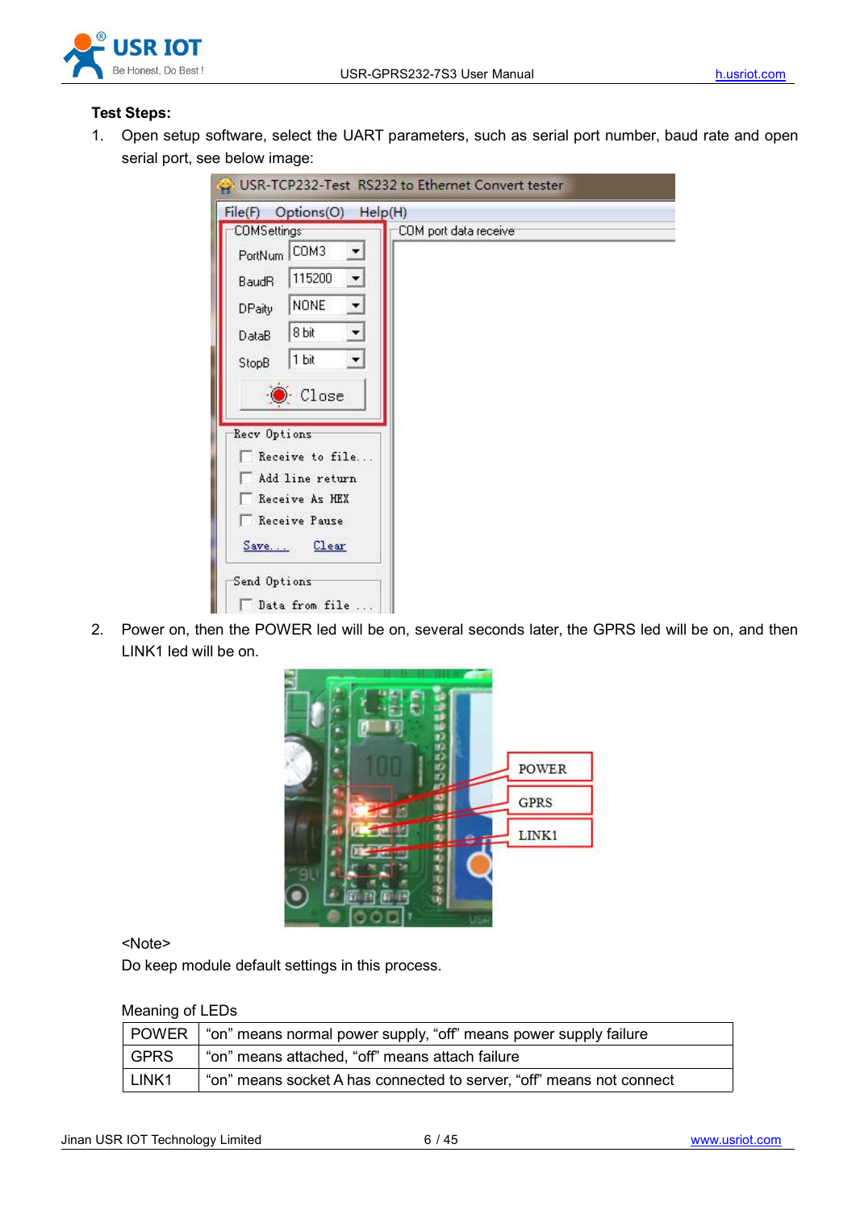**Test Steps:**

1. Open setup software, select the UART parameters, such as serial port number, baud rate and open serial port, see below image:

2. Power on, then the POWER led will be on, several seconds later, the GPRS led will be on, and then LINK1 led will be on.

<Note>

Do keep module default settings in this process.

Meaning of LEDs

| POWER | “on” means normal power supply, “off” means power supply failure |
|---|---|
| GPRS | “on” means attached, “off” means attach failure |
| LINK1 | “on” means socket A has connected to server, “off” means not connect |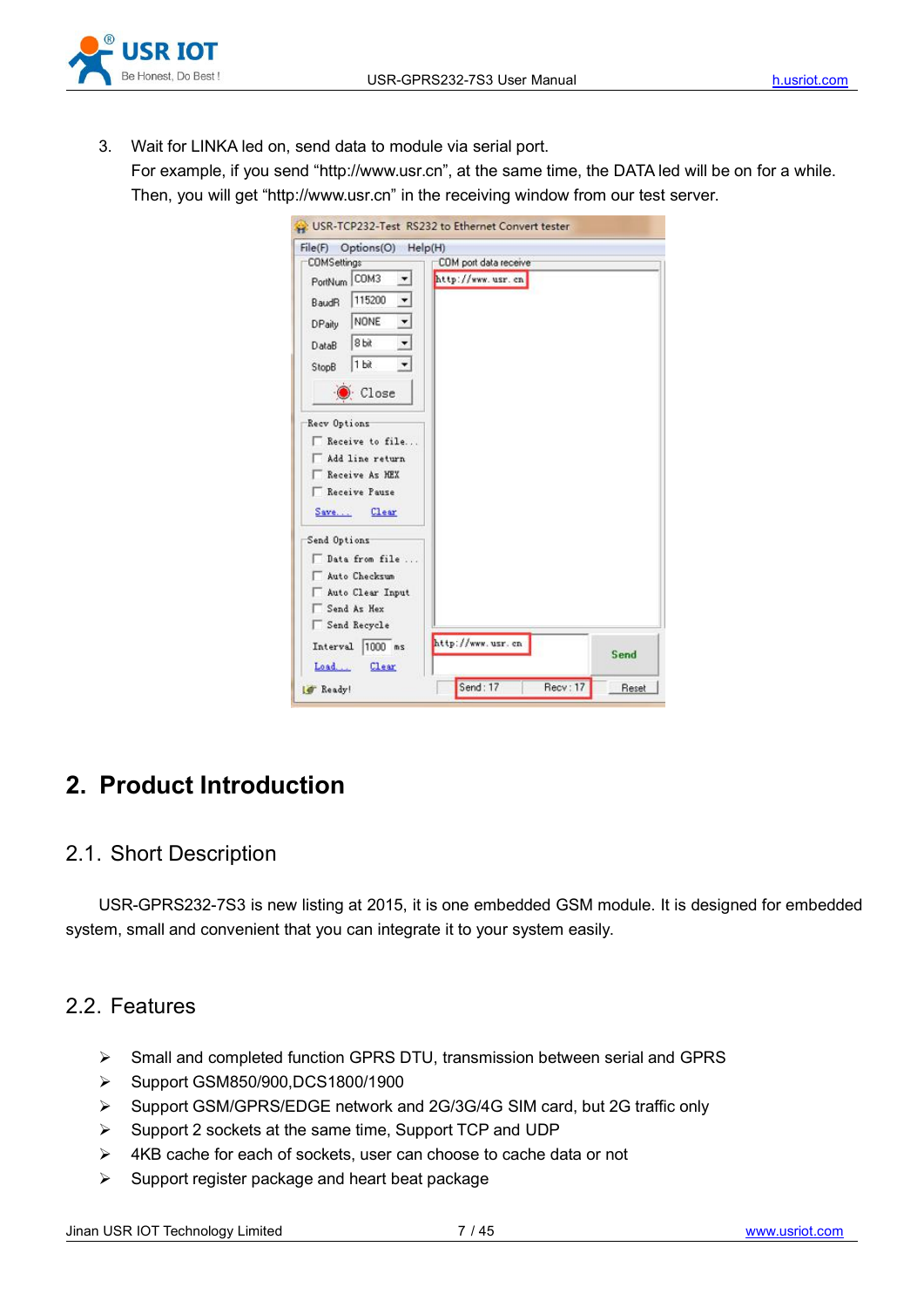3. Wait for LINKA led on, send data to module via serial port.
   For example, if you send "http://www.usr.cn", at the same time, the DATA led will be on for a while. Then, you will get "http://www.usr.cn" in the receiving window from our test server.

# 2. Product Introduction

## 2.1. Short Description

USR-GPRS232-7S3 is new listing at 2015, it is one embedded GSM module. It is designed for embedded system, small and convenient that you can integrate it to your system easily.

## 2.2. Features

- Small and completed function GPRS DTU, transmission between serial and GPRS
- Support GSM850/900,DCS1800/1900
- Support GSM/GPRS/EDGE network and 2G/3G/4G SIM card, but 2G traffic only
- Support 2 sockets at the same time, Support TCP and UDP
- 4KB cache for each of sockets, user can choose to cache data or not
- Support register package and heart beat package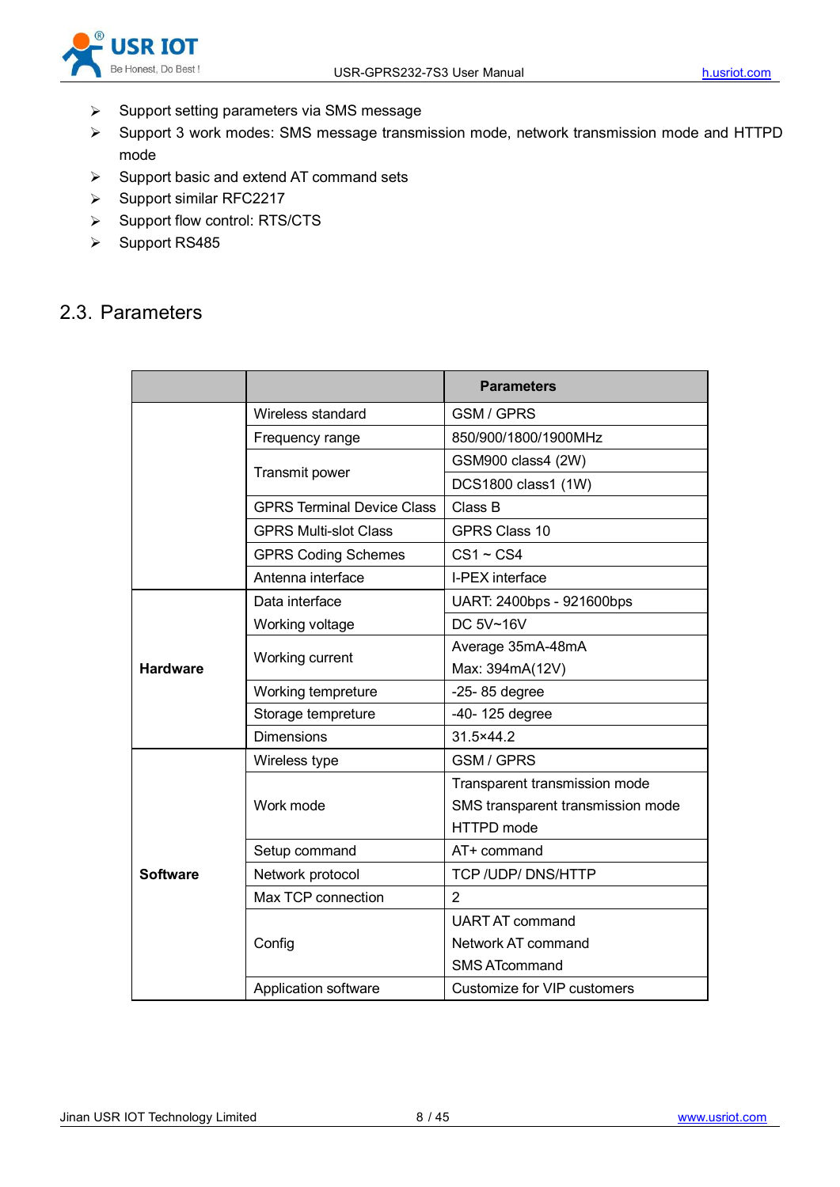- Support setting parameters via SMS message
- Support 3 work modes: SMS message transmission mode, network transmission mode and HTTPD mode
- Support basic and extend AT command sets
- Support similar RFC2217
- Support flow control: RTS/CTS
- Support RS485

## 2.3. Parameters

| | | **Parameters** |
|---|---|---|
| | Wireless standard | GSM / GPRS |
| | Frequency range | 850/900/1800/1900MHz |
| | Transmit power | GSM900 class4 (2W) |
| | | DCS1800 class1 (1W) |
| | GPRS Terminal Device Class | Class B |
| | GPRS Multi-slot Class | GPRS Class 10 |
| | GPRS Coding Schemes | CS1 ~ CS4 |
| | Antenna interface | I-PEX interface |
| **Hardware** | Data interface | UART: 2400bps - 921600bps |
| | Working voltage | DC 5V~16V |
| | Working current | Average 35mA-48mA<br>Max: 394mA(12V) |
| | Working tempreture | -25- 85 degree |
| | Storage tempreture | -40- 125 degree |
| | Dimensions | 31.5×44.2 |
| **Software** | Wireless type | GSM / GPRS |
| | Work mode | Transparent transmission mode<br>SMS transparent transmission mode<br>HTTPD mode |
| | Setup command | AT+ command |
| | Network protocol | TCP /UDP/ DNS/HTTP |
| | Max TCP connection | 2 |
| | Config | UART AT command<br>Network AT command<br>SMS ATcommand |
| | Application software | Customize for VIP customers |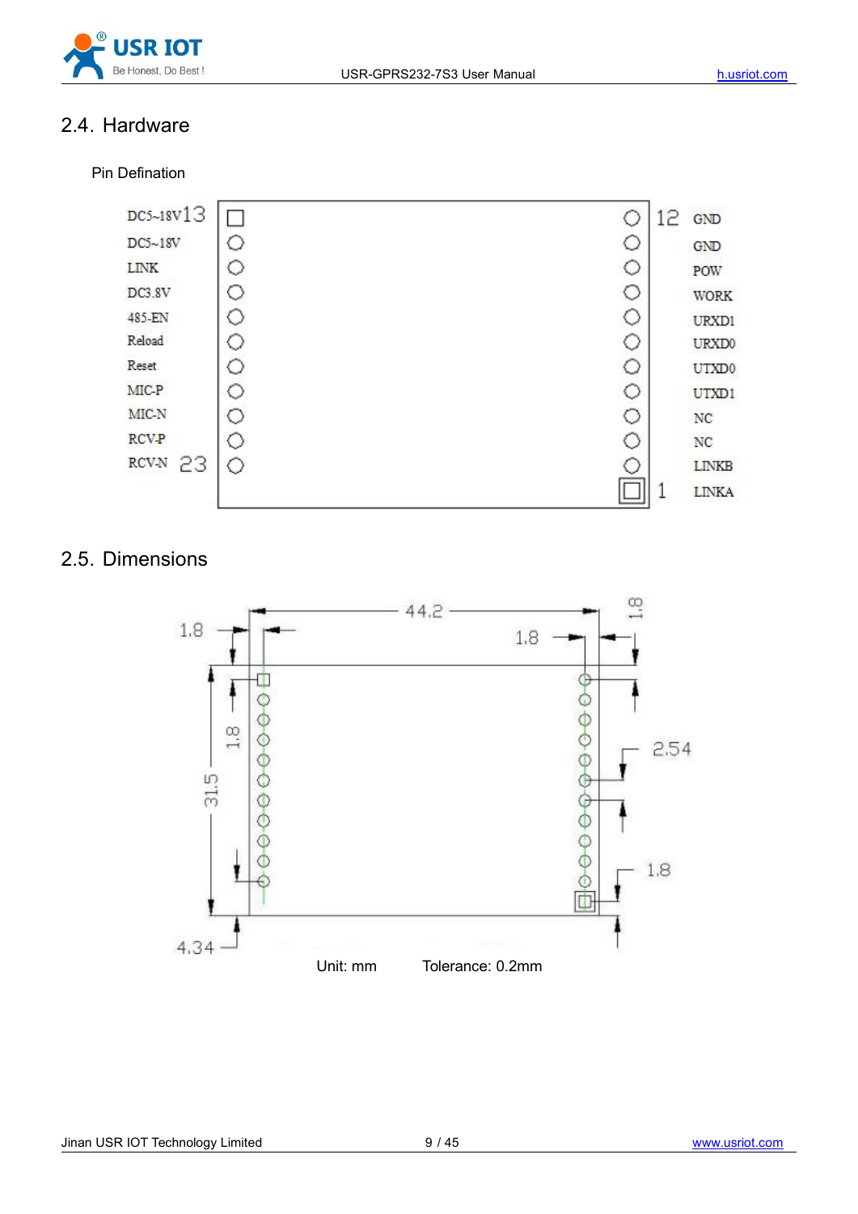## 2.4. Hardware

Pin Defination

| Pin | Name | Pin | Name |
| --- | --- | --- | --- |
| 13 | DC5~18V | 12 | GND |
| | DC5~18V | | GND |
| | LINK | | POW |
| | DC3.8V | | WORK |
| | 485-EN | | URXD1 |
| | Reload | | URXD0 |
| | Reset | | UTXD0 |
| | MIC-P | | UTXD1 |
| | MIC-N | | NC |
| | RCV-P | | NC |
| 23 | RCV-N | | LINKB |
| | | 1 | LINKA |

## 2.5. Dimensions

44.2, 1.8, 1.8, 1.8, 31.5, 1.8, 2.54, 1.8, 4.34

Unit: mm Tolerance: 0.2mm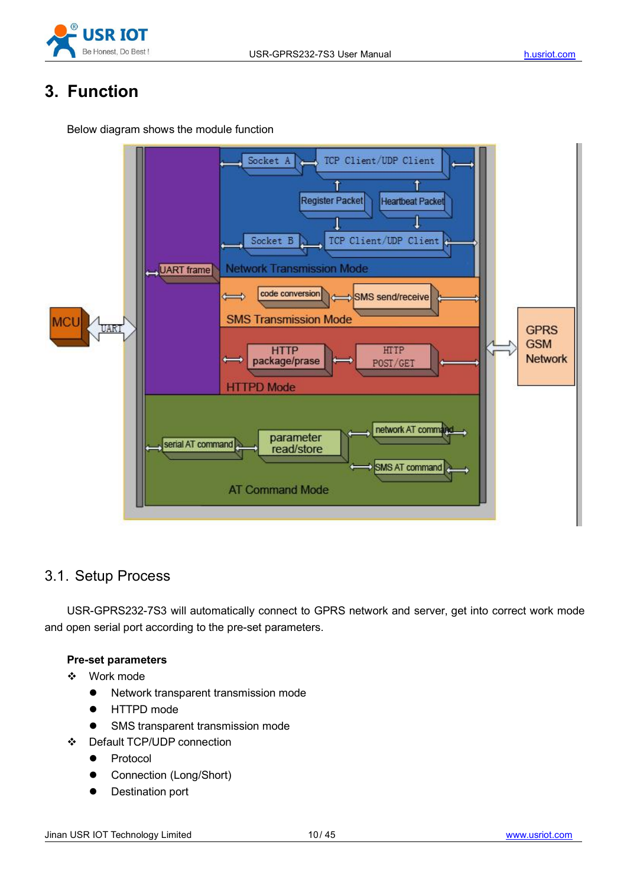# 3. Function

Below diagram shows the module function

## 3.1. Setup Process

USR-GPRS232-7S3 will automatically connect to GPRS network and server, get into correct work mode and open serial port according to the pre-set parameters.

**Pre-set parameters**

- Work mode
  - Network transparent transmission mode
  - HTTPD mode
  - SMS transparent transmission mode
- Default TCP/UDP connection
  - Protocol
  - Connection (Long/Short)
  - Destination port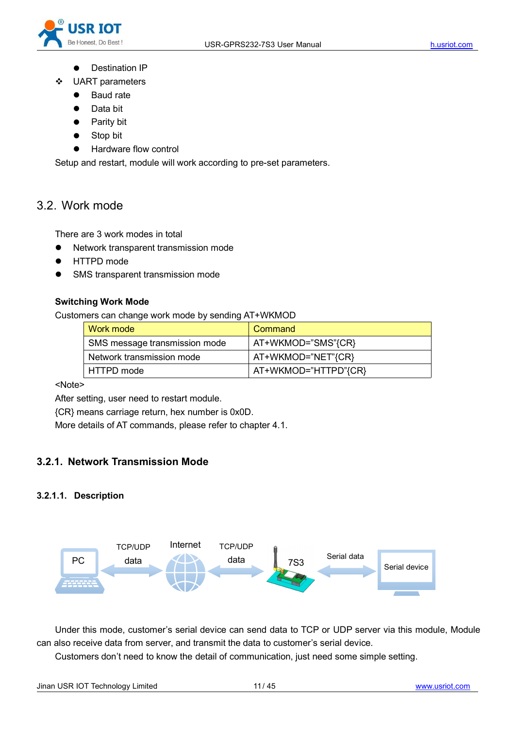- Destination IP

❖ UART parameters

- Baud rate
- Data bit
- Parity bit
- Stop bit
- Hardware flow control

Setup and restart, module will work according to pre-set parameters.

## 3.2. Work mode

There are 3 work modes in total

- Network transparent transmission mode
- HTTPD mode
- SMS transparent transmission mode

**Switching Work Mode**

Customers can change work mode by sending AT+WKMOD

| Work mode | Command |
|---|---|
| SMS message transmission mode | AT+WKMOD="SMS"{CR} |
| Network transmission mode | AT+WKMOD="NET"{CR} |
| HTTPD mode | AT+WKMOD="HTTPD"{CR} |

<Note>

After setting, user need to restart module.

{CR} means carriage return, hex number is 0x0D.

More details of AT commands, please refer to chapter 4.1.

### 3.2.1. Network Transmission Mode

#### 3.2.1.1. Description

PC ⟷ TCP/UDP data ⟷ Internet ⟷ TCP/UDP data ⟷ 7S3 ⟷ Serial data ⟷ Serial device

Under this mode, customer's serial device can send data to TCP or UDP server via this module, Module can also receive data from server, and transmit the data to customer's serial device.

Customers don't need to know the detail of communication, just need some simple setting.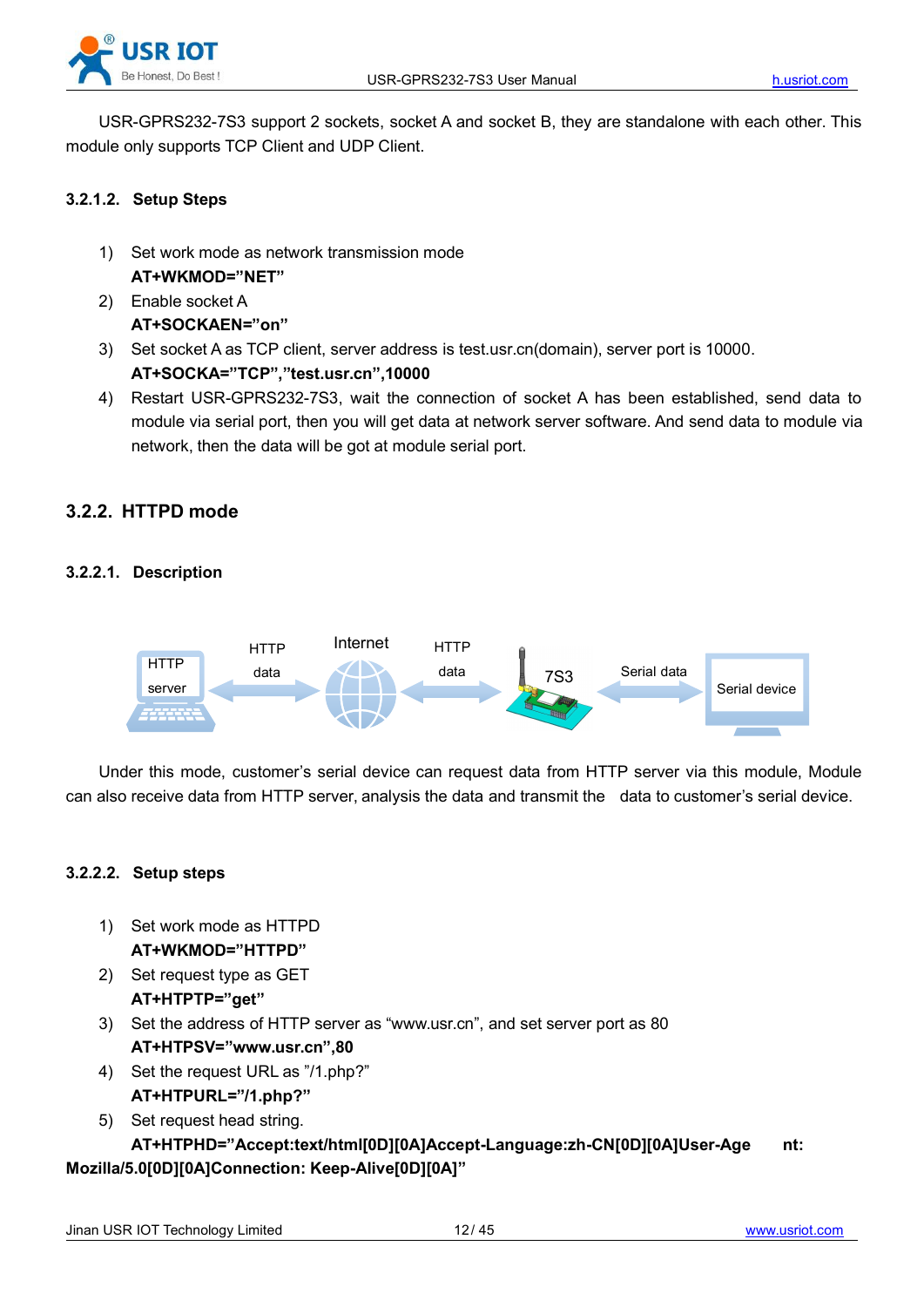USR-GPRS232-7S3 support 2 sockets, socket A and socket B, they are standalone with each other. This module only supports TCP Client and UDP Client.

#### 3.2.1.2. Setup Steps

1) Set work mode as network transmission mode
   **AT+WKMOD="NET"**
2) Enable socket A
   **AT+SOCKAEN="on"**
3) Set socket A as TCP client, server address is test.usr.cn(domain), server port is 10000.
   **AT+SOCKA="TCP","test.usr.cn",10000**
4) Restart USR-GPRS232-7S3, wait the connection of socket A has been established, send data to module via serial port, then you will get data at network server software. And send data to module via network, then the data will be got at module serial port.

### 3.2.2. HTTPD mode

#### 3.2.2.1. Description

Under this mode, customer's serial device can request data from HTTP server via this module, Module can also receive data from HTTP server, analysis the data and transmit the data to customer's serial device.

#### 3.2.2.2. Setup steps

1) Set work mode as HTTPD
   **AT+WKMOD="HTTPD"**
2) Set request type as GET
   **AT+HTPTP="get"**
3) Set the address of HTTP server as "www.usr.cn", and set server port as 80
   **AT+HTPSV="www.usr.cn",80**
4) Set the request URL as "/1.php?"
   **AT+HTPURL="/1.php?"**
5) Set request head string.
   **AT+HTPHD="Accept:text/html[0D][0A]Accept-Language:zh-CN[0D][0A]User-Agent: Mozilla/5.0[0D][0A]Connection: Keep-Alive[0D][0A]"**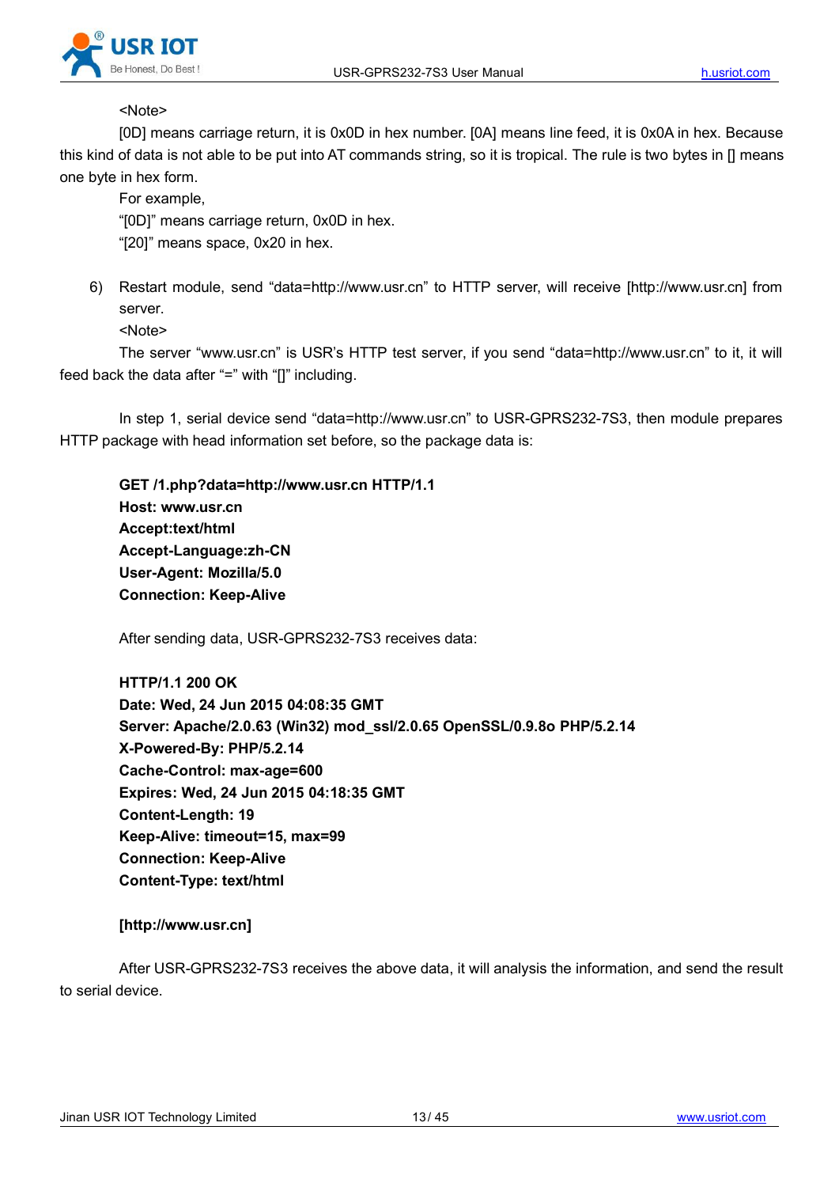<Note>

[0D] means carriage return, it is 0x0D in hex number. [0A] means line feed, it is 0x0A in hex. Because this kind of data is not able to be put into AT commands string, so it is tropical. The rule is two bytes in [] means one byte in hex form.

For example,

"[0D]" means carriage return, 0x0D in hex.

"[20]" means space, 0x20 in hex.

6) Restart module, send "data=http://www.usr.cn" to HTTP server, will receive [http://www.usr.cn] from server.

<Note>

The server "www.usr.cn" is USR's HTTP test server, if you send "data=http://www.usr.cn" to it, it will feed back the data after "=" with "[]" including.

In step 1, serial device send "data=http://www.usr.cn" to USR-GPRS232-7S3, then module prepares HTTP package with head information set before, so the package data is:

**GET /1.php?data=http://www.usr.cn HTTP/1.1**
**Host: www.usr.cn**
**Accept:text/html**
**Accept-Language:zh-CN**
**User-Agent: Mozilla/5.0**
**Connection: Keep-Alive**

After sending data, USR-GPRS232-7S3 receives data:

**HTTP/1.1 200 OK**
**Date: Wed, 24 Jun 2015 04:08:35 GMT**
**Server: Apache/2.0.63 (Win32) mod_ssl/2.0.65 OpenSSL/0.9.8o PHP/5.2.14**
**X-Powered-By: PHP/5.2.14**
**Cache-Control: max-age=600**
**Expires: Wed, 24 Jun 2015 04:18:35 GMT**
**Content-Length: 19**
**Keep-Alive: timeout=15, max=99**
**Connection: Keep-Alive**
**Content-Type: text/html**

**[http://www.usr.cn]**

After USR-GPRS232-7S3 receives the above data, it will analysis the information, and send the result to serial device.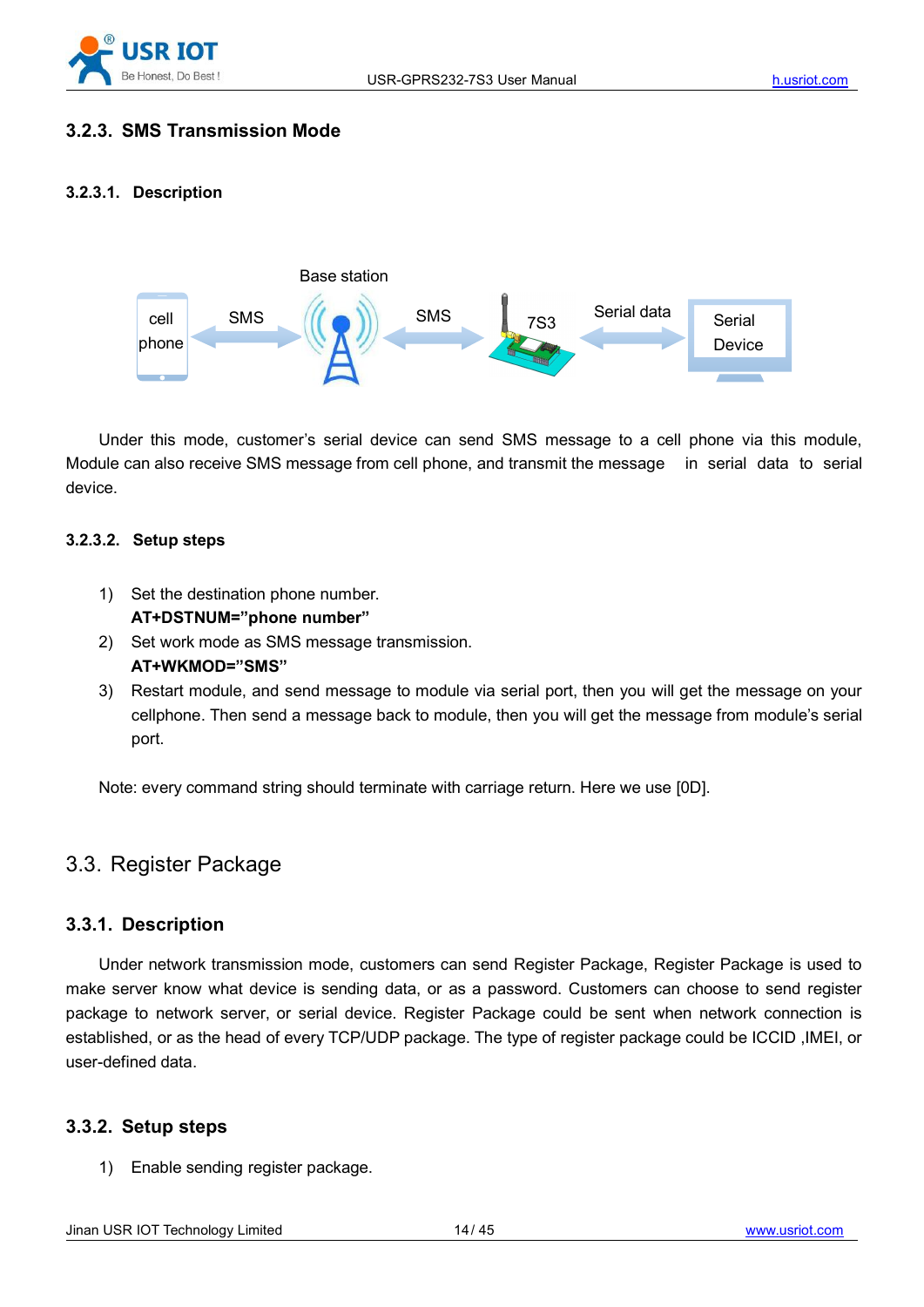### 3.2.3. SMS Transmission Mode

#### 3.2.3.1. Description

Base station

cell phone SMS SMS 7S3 Serial data Serial Device

Under this mode, customer's serial device can send SMS message to a cell phone via this module, Module can also receive SMS message from cell phone, and transmit the message in serial data to serial device.

#### 3.2.3.2. Setup steps

1) Set the destination phone number.
   **AT+DSTNUM="phone number"**
2) Set work mode as SMS message transmission.
   **AT+WKMOD="SMS"**
3) Restart module, and send message to module via serial port, then you will get the message on your cellphone. Then send a message back to module, then you will get the message from module's serial port.

Note: every command string should terminate with carriage return. Here we use [0D].

## 3.3. Register Package

### 3.3.1. Description

Under network transmission mode, customers can send Register Package, Register Package is used to make server know what device is sending data, or as a password. Customers can choose to send register package to network server, or serial device. Register Package could be sent when network connection is established, or as the head of every TCP/UDP package. The type of register package could be ICCID ,IMEI, or user-defined data.

### 3.3.2. Setup steps

1) Enable sending register package.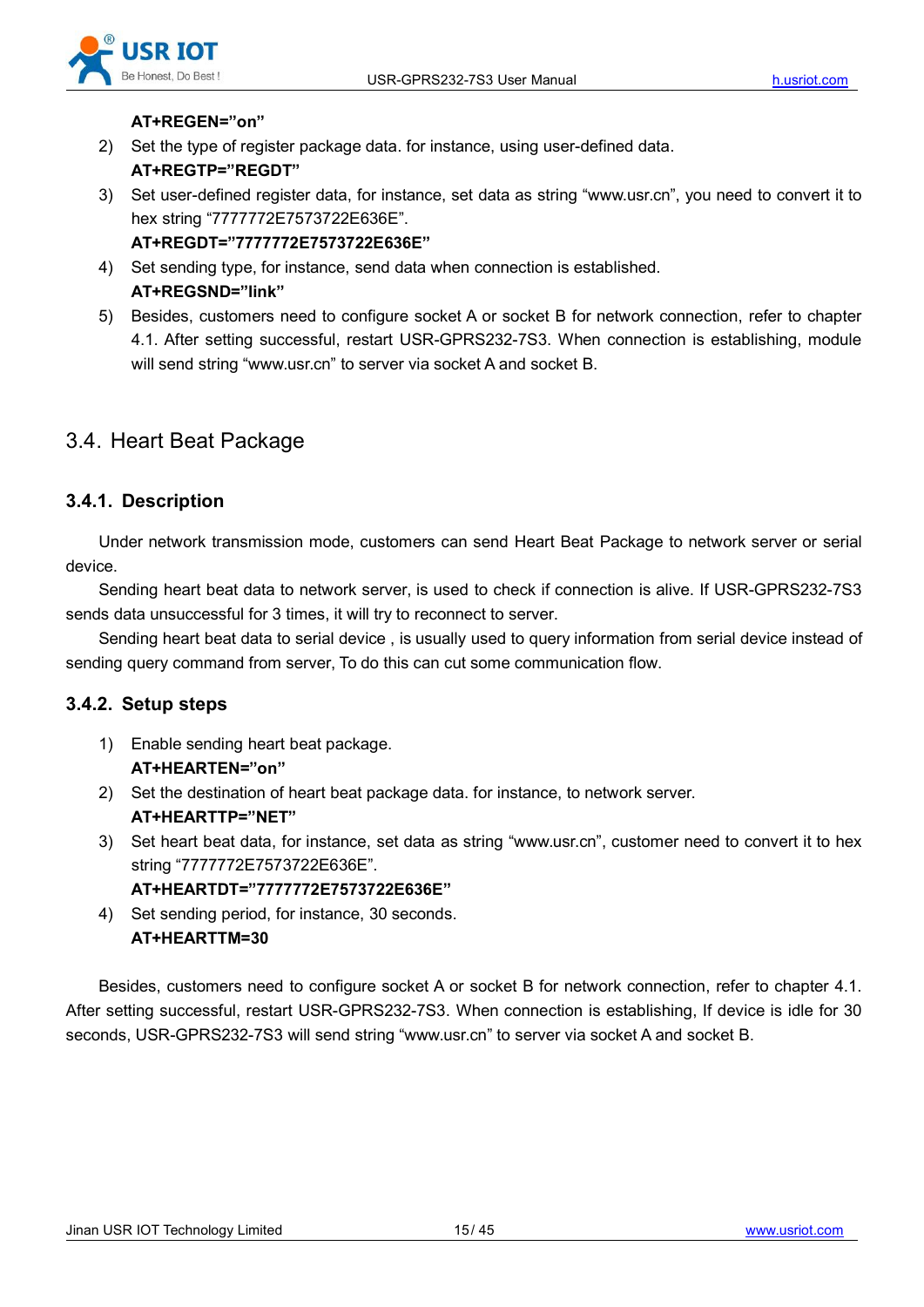**AT+REGEN="on"**

2) Set the type of register package data. for instance, using user-defined data.
   **AT+REGTP="REGDT"**
3) Set user-defined register data, for instance, set data as string "www.usr.cn", you need to convert it to hex string "7777772E7573722E636E".
   **AT+REGDT="7777772E7573722E636E"**
4) Set sending type, for instance, send data when connection is established.
   **AT+REGSND="link"**
5) Besides, customers need to configure socket A or socket B for network connection, refer to chapter 4.1. After setting successful, restart USR-GPRS232-7S3. When connection is establishing, module will send string "www.usr.cn" to server via socket A and socket B.

## 3.4. Heart Beat Package

### 3.4.1. Description

Under network transmission mode, customers can send Heart Beat Package to network server or serial device.

Sending heart beat data to network server, is used to check if connection is alive. If USR-GPRS232-7S3 sends data unsuccessful for 3 times, it will try to reconnect to server.

Sending heart beat data to serial device , is usually used to query information from serial device instead of sending query command from server, To do this can cut some communication flow.

### 3.4.2. Setup steps

1) Enable sending heart beat package.
   **AT+HEARTEN="on"**
2) Set the destination of heart beat package data. for instance, to network server.
   **AT+HEARTTP="NET"**
3) Set heart beat data, for instance, set data as string "www.usr.cn", customer need to convert it to hex string "7777772E7573722E636E".
   **AT+HEARTDT="7777772E7573722E636E"**
4) Set sending period, for instance, 30 seconds.
   **AT+HEARTTM=30**

Besides, customers need to configure socket A or socket B for network connection, refer to chapter 4.1. After setting successful, restart USR-GPRS232-7S3. When connection is establishing, If device is idle for 30 seconds, USR-GPRS232-7S3 will send string "www.usr.cn" to server via socket A and socket B.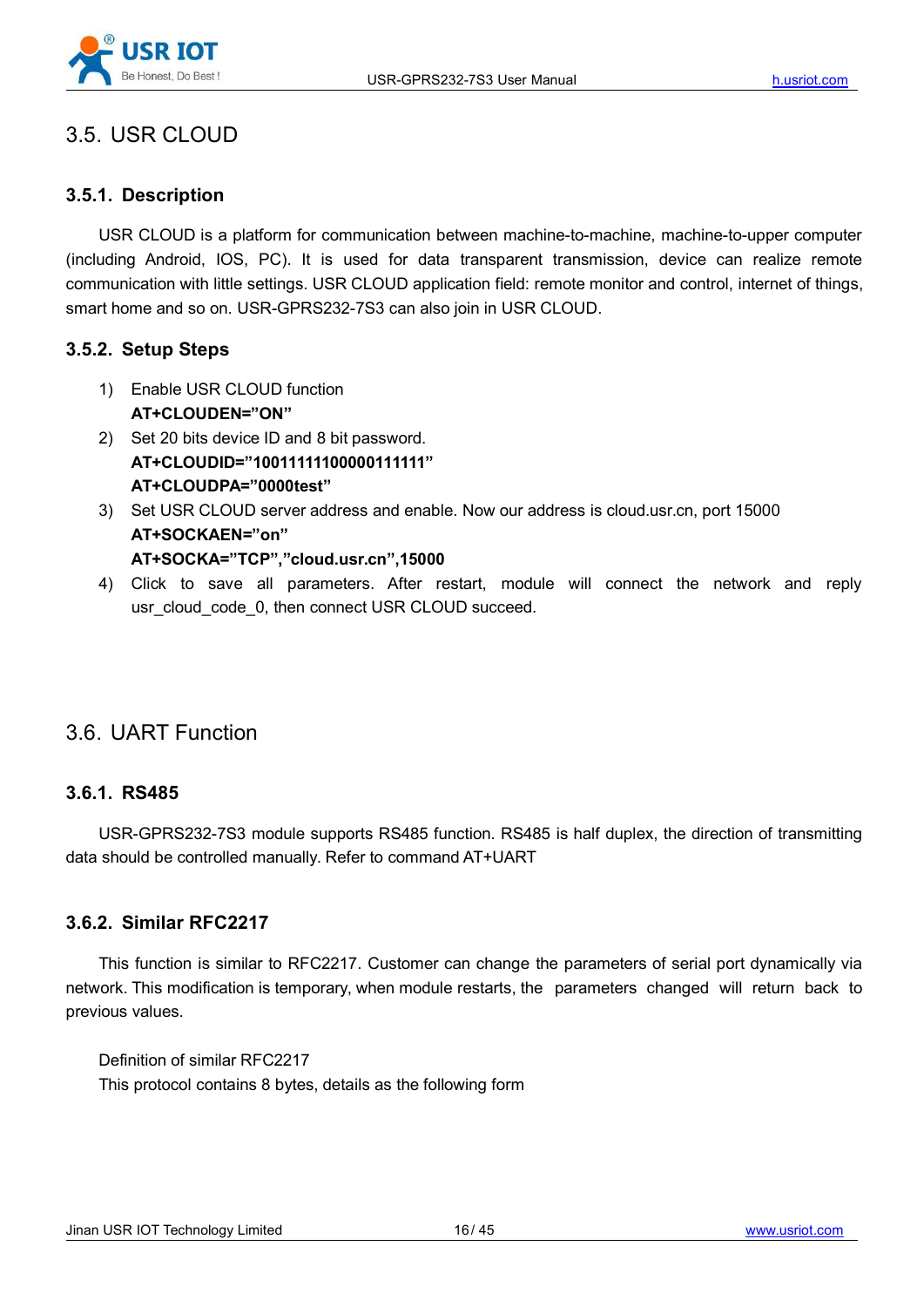## 3.5. USR CLOUD

### 3.5.1. Description

USR CLOUD is a platform for communication between machine-to-machine, machine-to-upper computer (including Android, IOS, PC). It is used for data transparent transmission, device can realize remote communication with little settings. USR CLOUD application field: remote monitor and control, internet of things, smart home and so on. USR-GPRS232-7S3 can also join in USR CLOUD.

### 3.5.2. Setup Steps

1) Enable USR CLOUD function
   **AT+CLOUDEN=”ON”**
2) Set 20 bits device ID and 8 bit password.
   **AT+CLOUDID=”10011111100000111111”**
   **AT+CLOUDPA=”0000test”**
3) Set USR CLOUD server address and enable. Now our address is cloud.usr.cn, port 15000
   **AT+SOCKAEN=”on”**
   **AT+SOCKA=”TCP”,”cloud.usr.cn”,15000**
4) Click to save all parameters. After restart, module will connect the network and reply usr_cloud_code_0, then connect USR CLOUD succeed.

## 3.6. UART Function

### 3.6.1. RS485

USR-GPRS232-7S3 module supports RS485 function. RS485 is half duplex, the direction of transmitting data should be controlled manually. Refer to command AT+UART

### 3.6.2. Similar RFC2217

This function is similar to RFC2217. Customer can change the parameters of serial port dynamically via network. This modification is temporary, when module restarts, the parameters changed will return back to previous values.

Definition of similar RFC2217

This protocol contains 8 bytes, details as the following form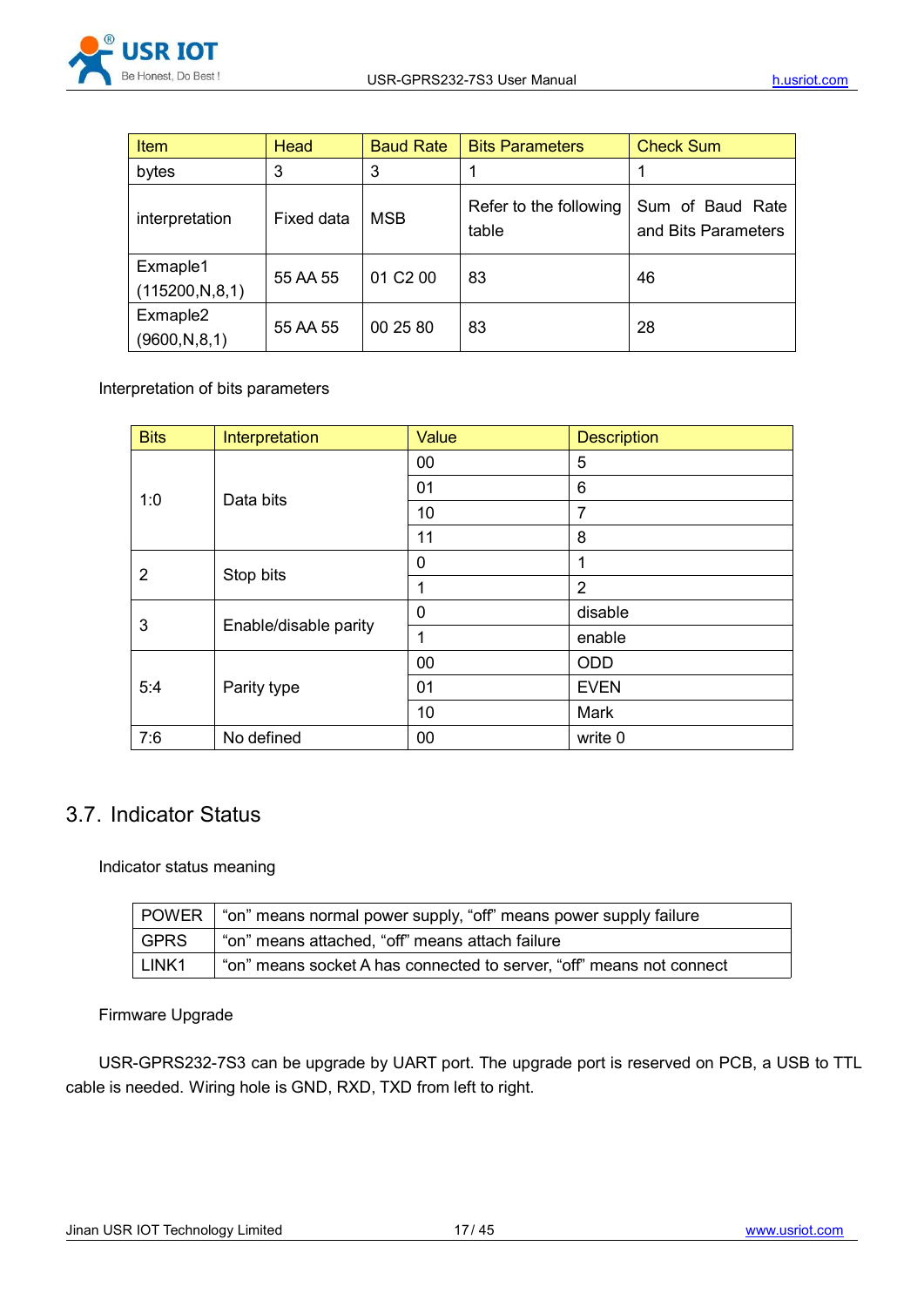| Item | Head | Baud Rate | Bits Parameters | Check Sum |
|---|---|---|---|---|
| bytes | 3 | 3 | 1 | 1 |
| interpretation | Fixed data | MSB | Refer to the following table | Sum of Baud Rate and Bits Parameters |
| Exmaple1 (115200,N,8,1) | 55 AA 55 | 01 C2 00 | 83 | 46 |
| Exmaple2 (9600,N,8,1) | 55 AA 55 | 00 25 80 | 83 | 28 |

Interpretation of bits parameters

| Bits | Interpretation | Value | Description |
|---|---|---|---|
| 1:0 | Data bits | 00 | 5 |
| | | 01 | 6 |
| | | 10 | 7 |
| | | 11 | 8 |
| 2 | Stop bits | 0 | 1 |
| | | 1 | 2 |
| 3 | Enable/disable parity | 0 | disable |
| | | 1 | enable |
| 5:4 | Parity type | 00 | ODD |
| | | 01 | EVEN |
| | | 10 | Mark |
| 7:6 | No defined | 00 | write 0 |

## 3.7. Indicator Status

Indicator status meaning

| POWER | "on" means normal power supply, "off" means power supply failure |
|---|---|
| GPRS | "on" means attached, "off" means attach failure |
| LINK1 | "on" means socket A has connected to server, "off" means not connect |

Firmware Upgrade

USR-GPRS232-7S3 can be upgrade by UART port. The upgrade port is reserved on PCB, a USB to TTL cable is needed. Wiring hole is GND, RXD, TXD from left to right.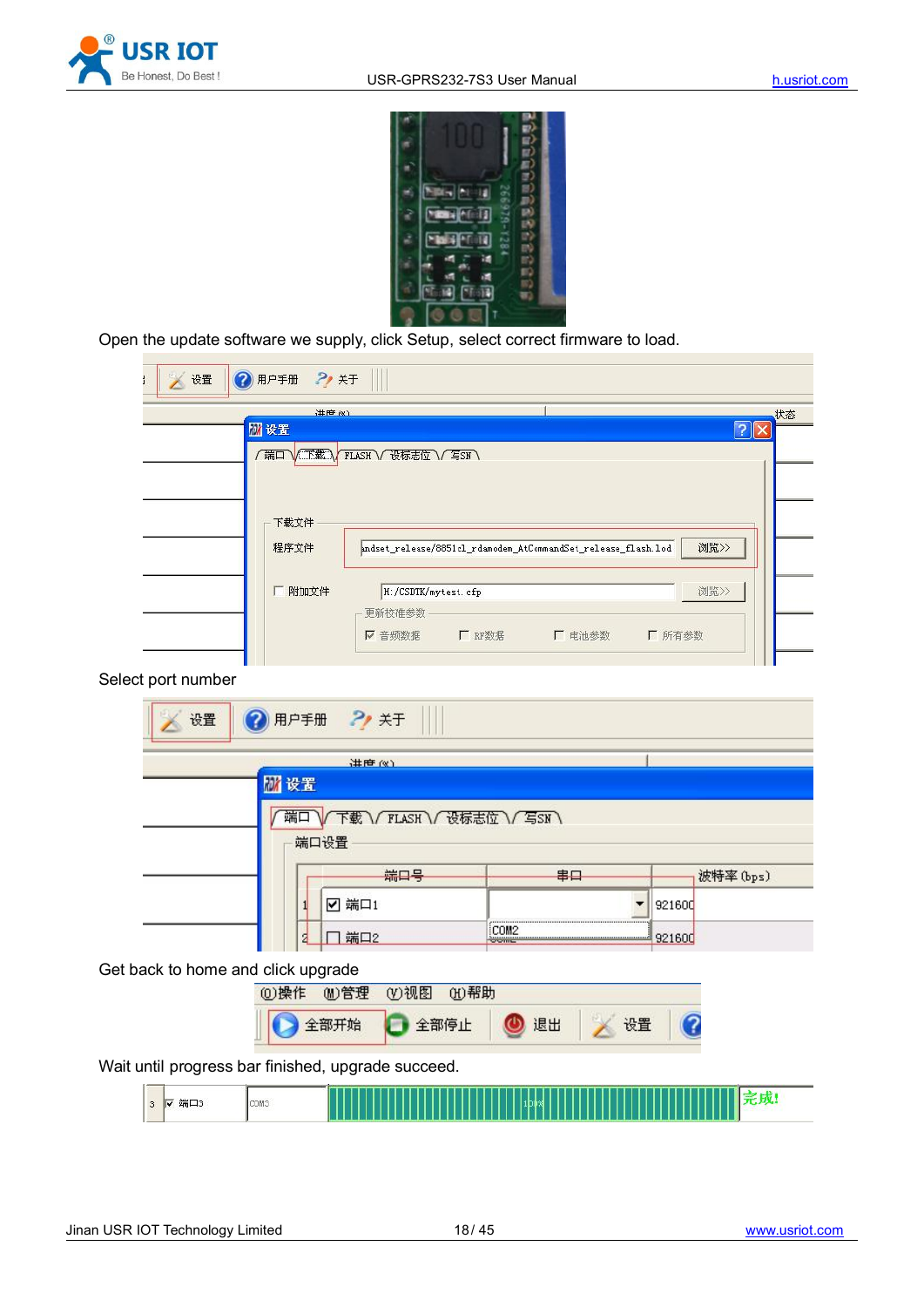Open the update software we supply, click Setup, select correct firmware to load.

Select port number

Get back to home and click upgrade

Wait until progress bar finished, upgrade succeed.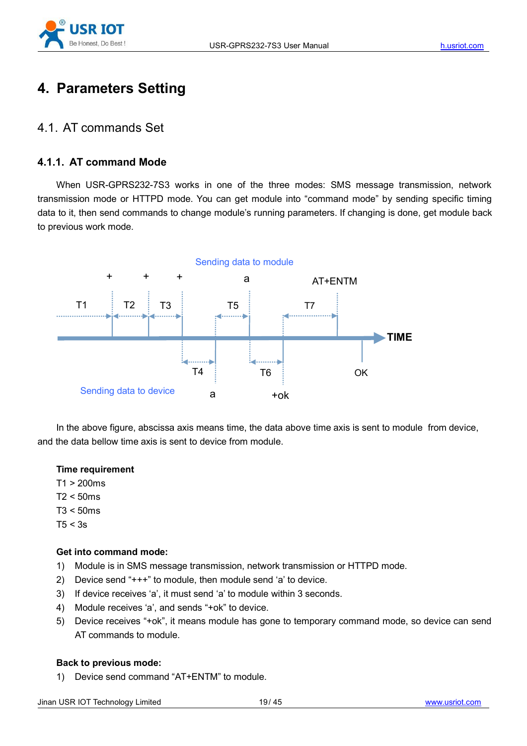# 4. Parameters Setting

## 4.1. AT commands Set

### 4.1.1. AT command Mode

When USR-GPRS232-7S3 works in one of the three modes: SMS message transmission, network transmission mode or HTTPD mode. You can get module into "command mode" by sending specific timing data to it, then send commands to change module's running parameters. If changing is done, get module back to previous work mode.

Sending data to module

\+ \+ \+ a AT+ENTM

T1 T2 T3 T5 T7

TIME

T4 T6 OK

Sending data to device a +ok

In the above figure, abscissa axis means time, the data above time axis is sent to module from device, and the data bellow time axis is sent to device from module.

**Time requirement**

T1 > 200ms

T2 < 50ms

T3 < 50ms

T5 < 3s

**Get into command mode:**

1) Module is in SMS message transmission, network transmission or HTTPD mode.
2) Device send "+++" to module, then module send 'a' to device.
3) If device receives 'a', it must send 'a' to module within 3 seconds.
4) Module receives 'a', and sends "+ok" to device.
5) Device receives "+ok", it means module has gone to temporary command mode, so device can send AT commands to module.

**Back to previous mode:**

1) Device send command "AT+ENTM" to module.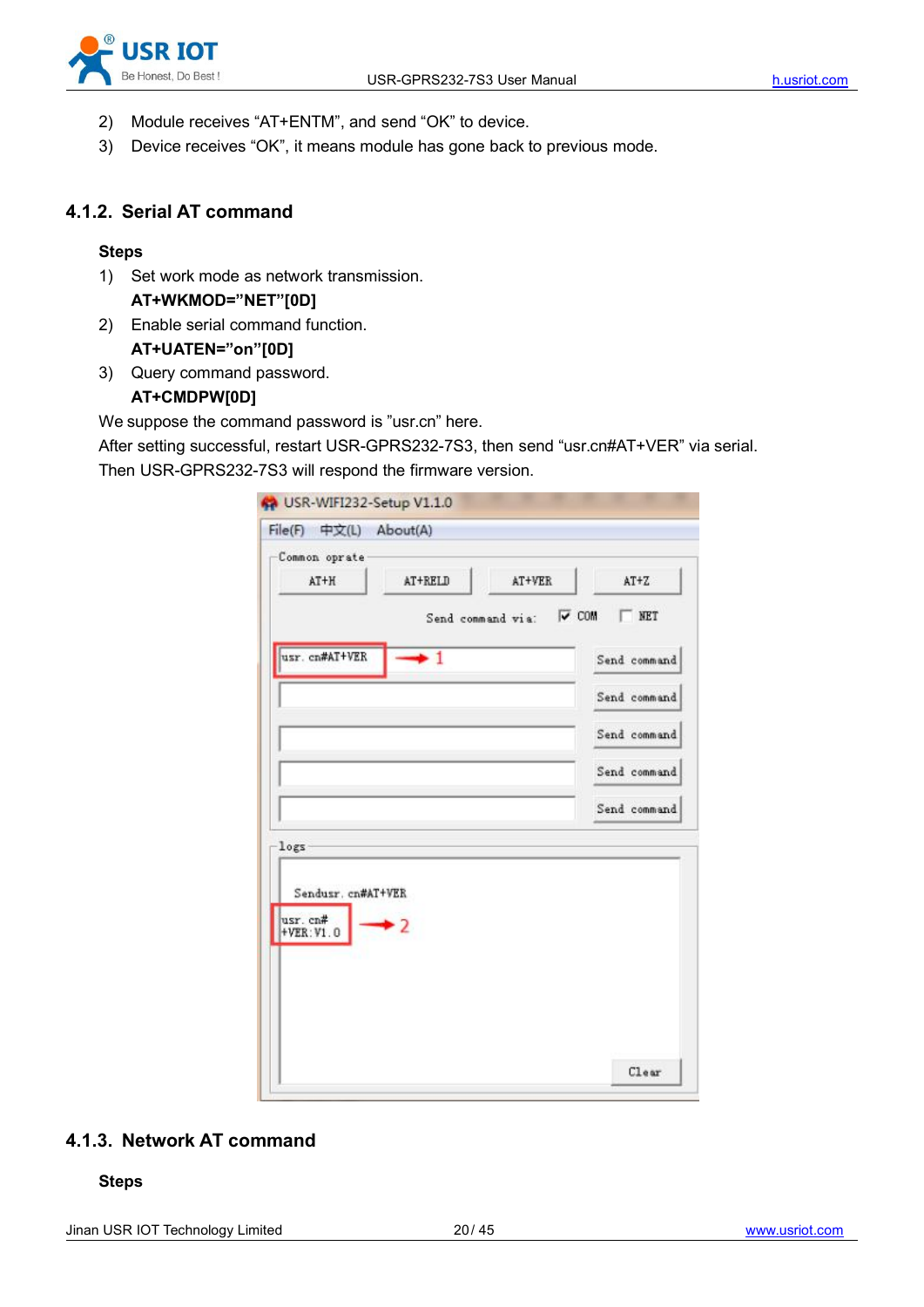2) Module receives “AT+ENTM”, and send “OK” to device.
3) Device receives “OK”, it means module has gone back to previous mode.

### 4.1.2. Serial AT command

**Steps**

1) Set work mode as network transmission.
   **AT+WKMOD=”NET”[0D]**
2) Enable serial command function.
   **AT+UATEN=”on”[0D]**
3) Query command password.
   **AT+CMDPW[0D]**

We suppose the command password is ”usr.cn” here.

After setting successful, restart USR-GPRS232-7S3, then send “usr.cn#AT+VER” via serial. Then USR-GPRS232-7S3 will respond the firmware version.

### 4.1.3. Network AT command

**Steps**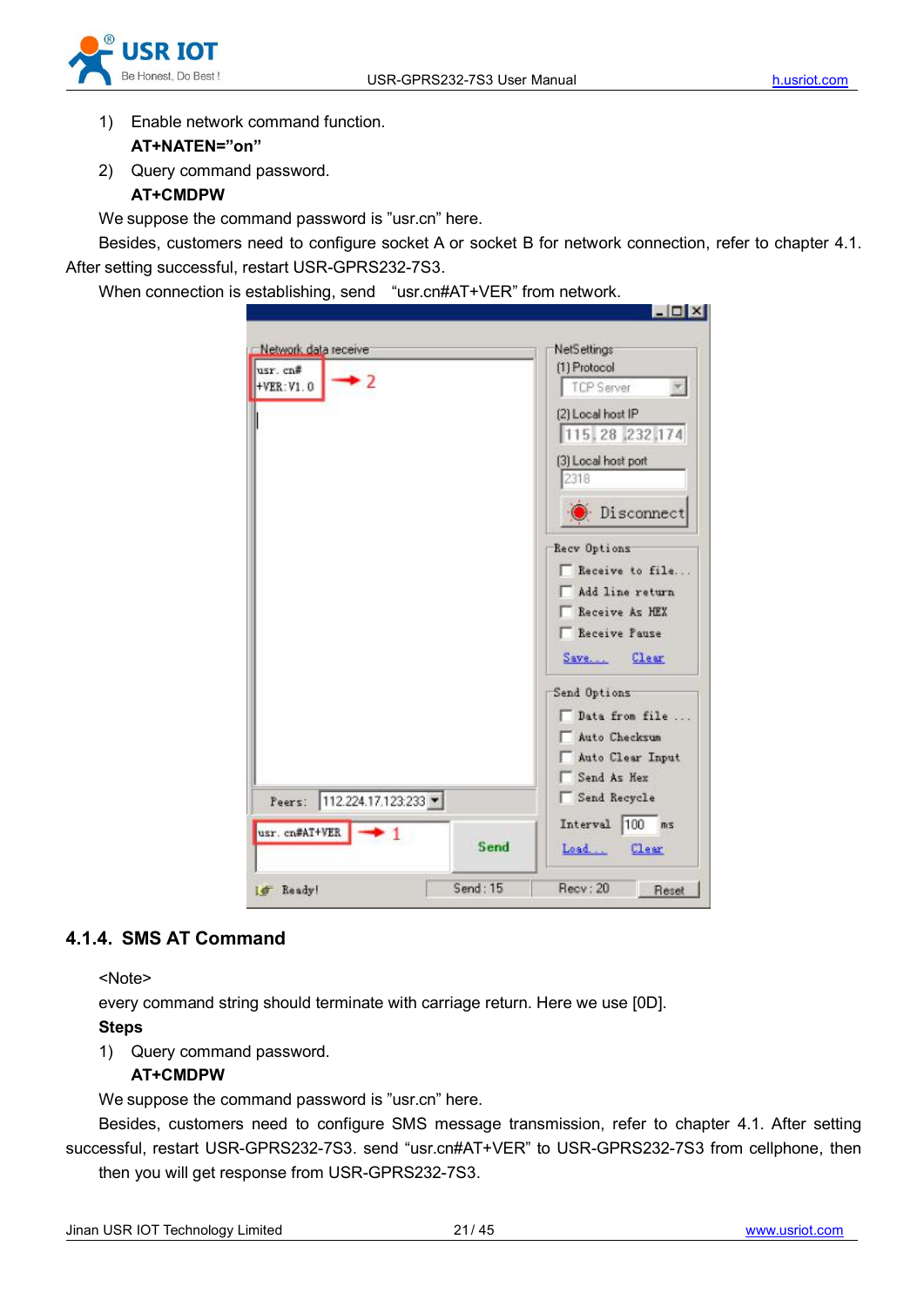1) Enable network command function.

   **AT+NATEN="on"**

2) Query command password.

   **AT+CMDPW**

We suppose the command password is "usr.cn" here.

Besides, customers need to configure socket A or socket B for network connection, refer to chapter 4.1. After setting successful, restart USR-GPRS232-7S3.

When connection is establishing, send "usr.cn#AT+VER" from network.

### 4.1.4. SMS AT Command

<Note>

every command string should terminate with carriage return. Here we use [0D].

**Steps**

1) Query command password.

   **AT+CMDPW**

We suppose the command password is "usr.cn" here.

Besides, customers need to configure SMS message transmission, refer to chapter 4.1. After setting successful, restart USR-GPRS232-7S3. send "usr.cn#AT+VER" to USR-GPRS232-7S3 from cellphone, then then you will get response from USR-GPRS232-7S3.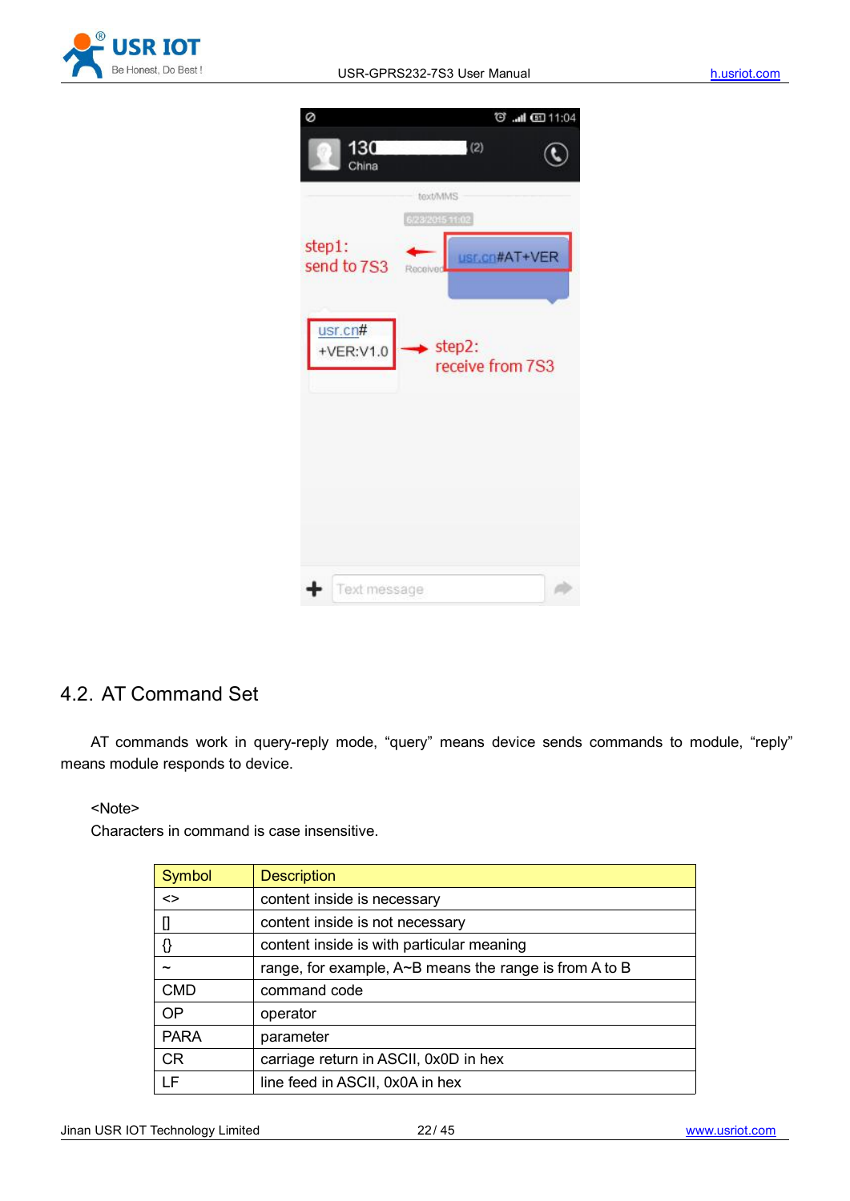## 4.2. AT Command Set

AT commands work in query-reply mode, “query” means device sends commands to module, “reply” means module responds to device.

<Note>

Characters in command is case insensitive.

| Symbol | Description |
|---|---|
| <> | content inside is necessary |
| [] | content inside is not necessary |
| {} | content inside is with particular meaning |
| ~ | range, for example, A~B means the range is from A to B |
| CMD | command code |
| OP | operator |
| PARA | parameter |
| CR | carriage return in ASCII, 0x0D in hex |
| LF | line feed in ASCII, 0x0A in hex |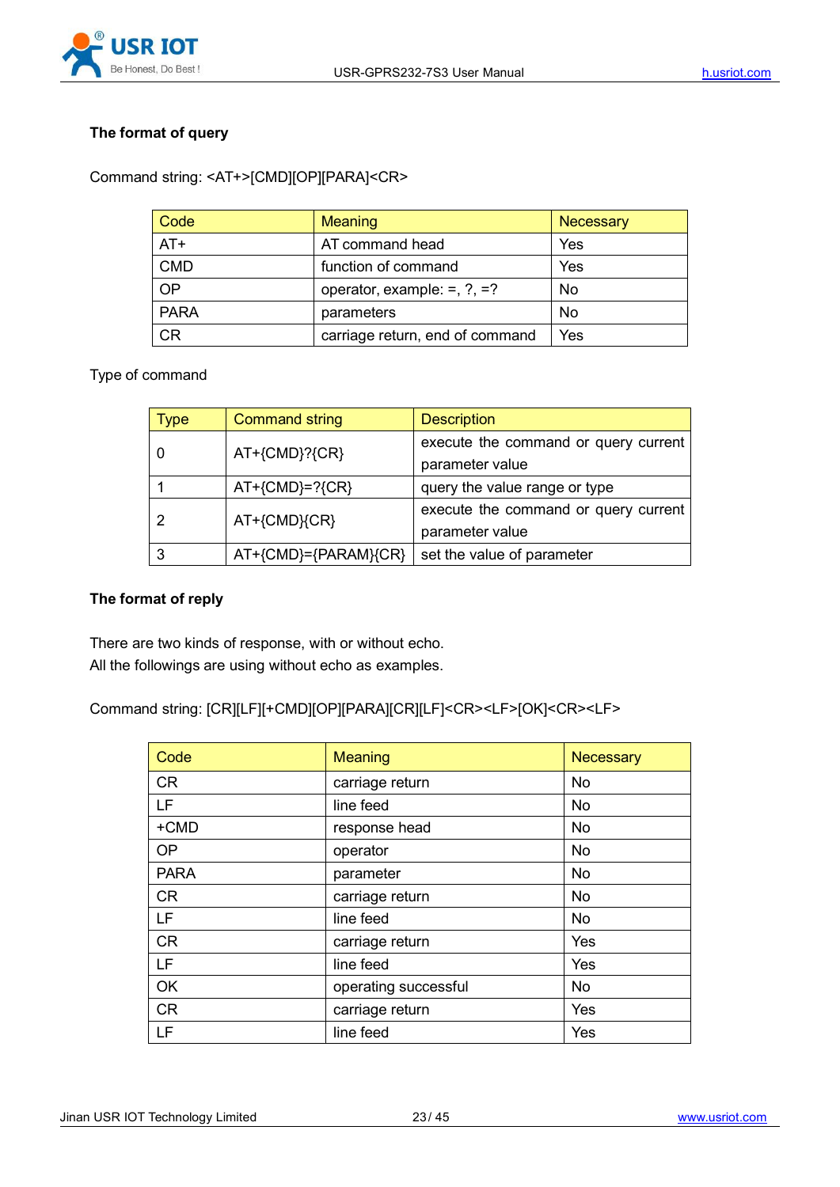**The format of query**

Command string: <AT+>[CMD][OP][PARA]<CR>

| Code | Meaning | Necessary |
|---|---|---|
| AT+ | AT command head | Yes |
| CMD | function of command | Yes |
| OP | operator, example: =, ?, =? | No |
| PARA | parameters | No |
| CR | carriage return, end of command | Yes |

Type of command

| Type | Command string | Description |
|---|---|---|
| 0 | AT+{CMD}?{CR} | execute the command or query current parameter value |
| 1 | AT+{CMD}=?{CR} | query the value range or type |
| 2 | AT+{CMD}{CR} | execute the command or query current parameter value |
| 3 | AT+{CMD}={PARAM}{CR} | set the value of parameter |

**The format of reply**

There are two kinds of response, with or without echo.
All the followings are using without echo as examples.

Command string: [CR][LF][+CMD][OP][PARA][CR][LF]<CR><LF>[OK]<CR><LF>

| Code | Meaning | Necessary |
|---|---|---|
| CR | carriage return | No |
| LF | line feed | No |
| +CMD | response head | No |
| OP | operator | No |
| PARA | parameter | No |
| CR | carriage return | No |
| LF | line feed | No |
| CR | carriage return | Yes |
| LF | line feed | Yes |
| OK | operating successful | No |
| CR | carriage return | Yes |
| LF | line feed | Yes |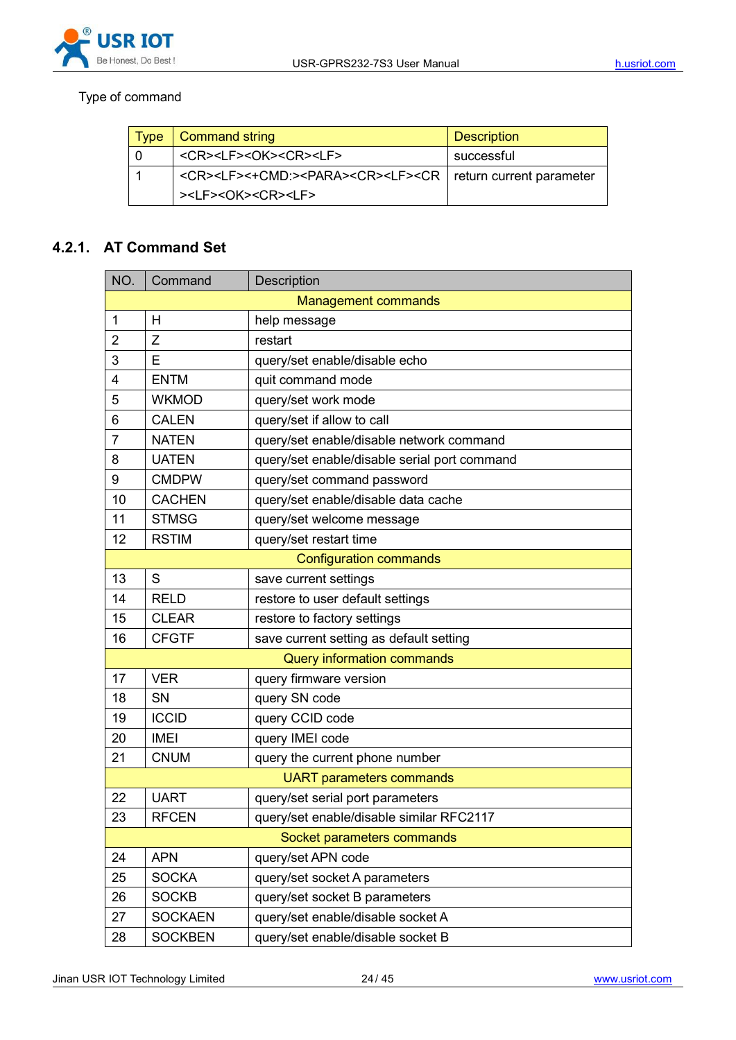Type of command

| Type | Command string | Description |
| --- | --- | --- |
| 0 | <CR><LF><OK><CR><LF> | successful |
| 1 | <CR><LF><+CMD:><PARA><CR><LF><CR><LF><OK><CR><LF> | return current parameter |

### 4.2.1. AT Command Set

| NO. | Command | Description |
| --- | --- | --- |
| | | Management commands |
| 1 | H | help message |
| 2 | Z | restart |
| 3 | E | query/set enable/disable echo |
| 4 | ENTM | quit command mode |
| 5 | WKMOD | query/set work mode |
| 6 | CALEN | query/set if allow to call |
| 7 | NATEN | query/set enable/disable network command |
| 8 | UATEN | query/set enable/disable serial port command |
| 9 | CMDPW | query/set command password |
| 10 | CACHEN | query/set enable/disable data cache |
| 11 | STMSG | query/set welcome message |
| 12 | RSTIM | query/set restart time |
| | | Configuration commands |
| 13 | S | save current settings |
| 14 | RELD | restore to user default settings |
| 15 | CLEAR | restore to factory settings |
| 16 | CFGTF | save current setting as default setting |
| | | Query information commands |
| 17 | VER | query firmware version |
| 18 | SN | query SN code |
| 19 | ICCID | query CCID code |
| 20 | IMEI | query IMEI code |
| 21 | CNUM | query the current phone number |
| | | UART parameters commands |
| 22 | UART | query/set serial port parameters |
| 23 | RFCEN | query/set enable/disable similar RFC2117 |
| | | Socket parameters commands |
| 24 | APN | query/set APN code |
| 25 | SOCKA | query/set socket A parameters |
| 26 | SOCKB | query/set socket B parameters |
| 27 | SOCKAEN | query/set enable/disable socket A |
| 28 | SOCKBEN | query/set enable/disable socket B |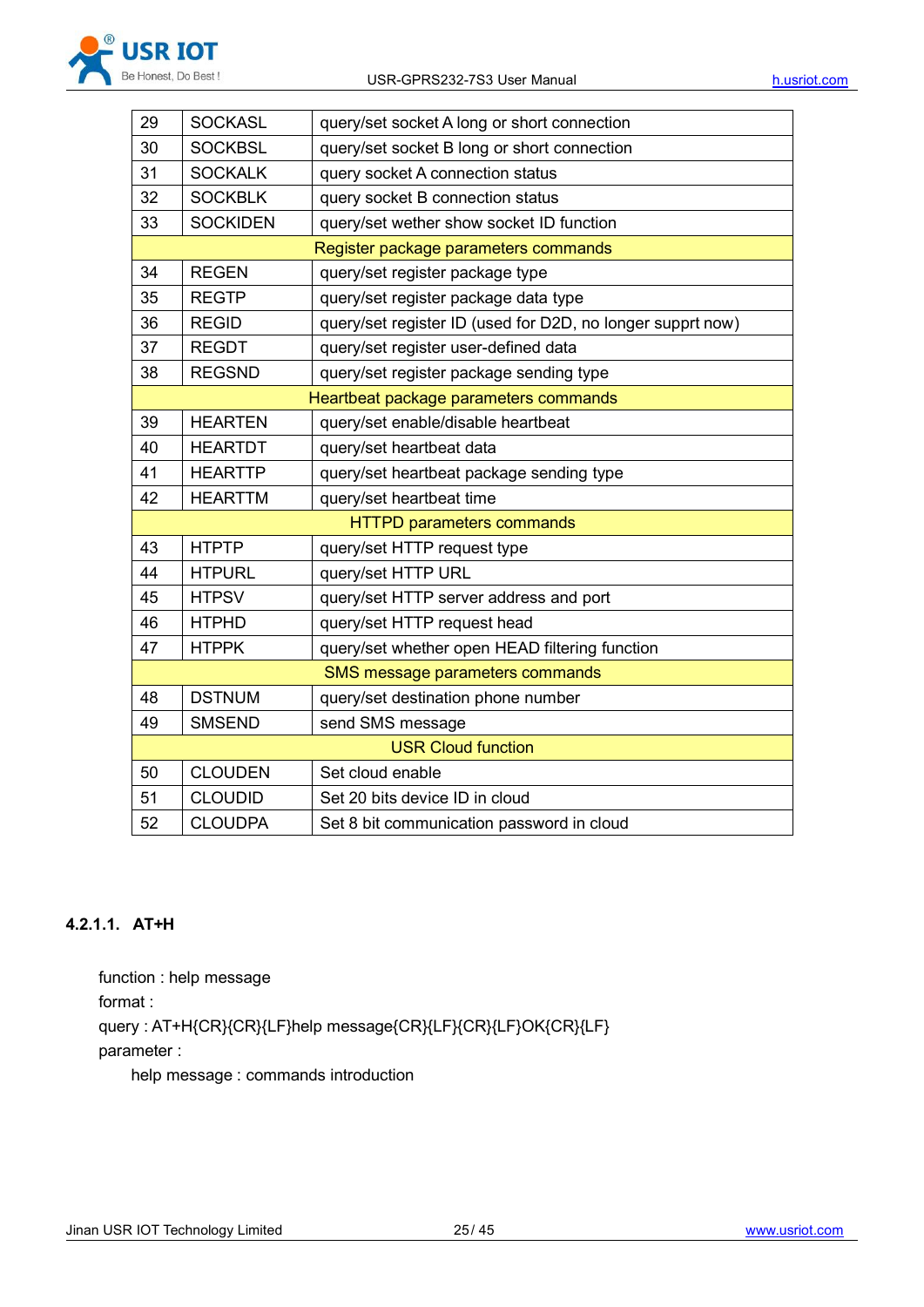| 29 | SOCKASL | query/set socket A long or short connection |
|---|---|---|
| 30 | SOCKBSL | query/set socket B long or short connection |
| 31 | SOCKALK | query socket A connection status |
| 32 | SOCKBLK | query socket B connection status |
| 33 | SOCKIDEN | query/set wether show socket ID function |
| | Register package parameters commands | |
| 34 | REGEN | query/set register package type |
| 35 | REGTP | query/set register package data type |
| 36 | REGID | query/set register ID (used for D2D, no longer supprt now) |
| 37 | REGDT | query/set register user-defined data |
| 38 | REGSND | query/set register package sending type |
| | Heartbeat package parameters commands | |
| 39 | HEARTEN | query/set enable/disable heartbeat |
| 40 | HEARTDT | query/set heartbeat data |
| 41 | HEARTTP | query/set heartbeat package sending type |
| 42 | HEARTTM | query/set heartbeat time |
| | HTTPD parameters commands | |
| 43 | HTPTP | query/set HTTP request type |
| 44 | HTPURL | query/set HTTP URL |
| 45 | HTPSV | query/set HTTP server address and port |
| 46 | HTPHD | query/set HTTP request head |
| 47 | HTPPK | query/set whether open HEAD filtering function |
| | SMS message parameters commands | |
| 48 | DSTNUM | query/set destination phone number |
| 49 | SMSEND | send SMS message |
| | USR Cloud function | |
| 50 | CLOUDEN | Set cloud enable |
| 51 | CLOUDID | Set 20 bits device ID in cloud |
| 52 | CLOUDPA | Set 8 bit communication password in cloud |

#### 4.2.1.1. AT+H

function : help message

format :

query : AT+H{CR}{CR}{LF}help message{CR}{LF}{CR}{LF}OK{CR}{LF}

parameter :

help message : commands introduction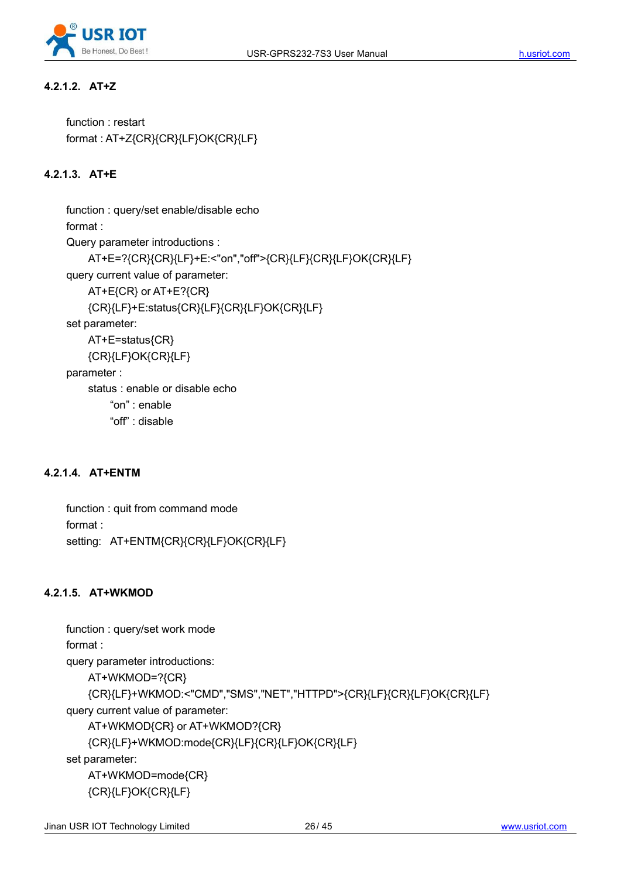#### 4.2.1.2. AT+Z

function : restart

format : AT+Z{CR}{CR}{LF}OK{CR}{LF}

#### 4.2.1.3. AT+E

function : query/set enable/disable echo

format :

Query parameter introductions :

    AT+E=?{CR}{CR}{LF}+E:<"on","off">{CR}{LF}{CR}{LF}OK{CR}{LF}

query current value of parameter:

    AT+E{CR} or AT+E?{CR}

    {CR}{LF}+E:status{CR}{LF}{CR}{LF}OK{CR}{LF}

set parameter:

    AT+E=status{CR}

    {CR}{LF}OK{CR}{LF}

parameter :

    status : enable or disable echo

        "on" : enable

        "off" : disable

#### 4.2.1.4. AT+ENTM

function : quit from command mode

format :

setting: AT+ENTM{CR}{CR}{LF}OK{CR}{LF}

#### 4.2.1.5. AT+WKMOD

function : query/set work mode

format :

query parameter introductions:

    AT+WKMOD=?{CR}

    {CR}{LF}+WKMOD:<"CMD","SMS","NET","HTTPD">{CR}{LF}{CR}{LF}OK{CR}{LF}

query current value of parameter:

    AT+WKMOD{CR} or AT+WKMOD?{CR}

    {CR}{LF}+WKMOD:mode{CR}{LF}{CR}{LF}OK{CR}{LF}

set parameter:

    AT+WKMOD=mode{CR}

    {CR}{LF}OK{CR}{LF}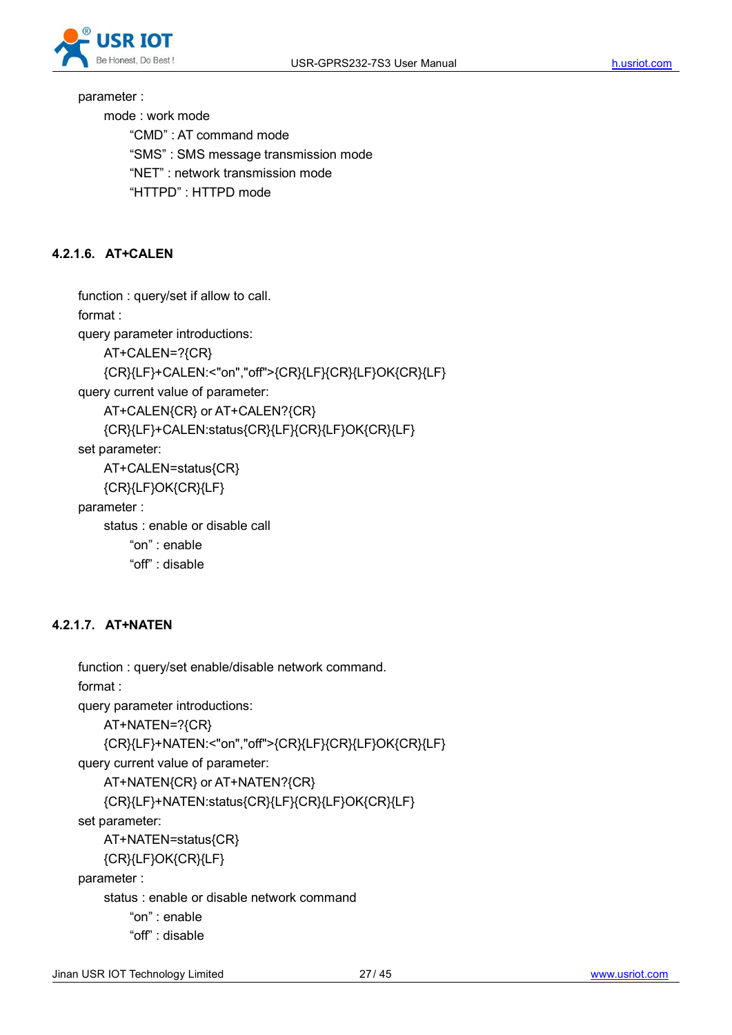parameter :

mode : work mode

"CMD" : AT command mode

"SMS" : SMS message transmission mode

"NET" : network transmission mode

"HTTPD" : HTTPD mode

#### 4.2.1.6. AT+CALEN

function : query/set if allow to call.

format :

query parameter introductions:

AT+CALEN=?{CR}

{CR}{LF}+CALEN:<"on","off">{CR}{LF}{CR}{LF}OK{CR}{LF}

query current value of parameter:

AT+CALEN{CR} or AT+CALEN?{CR}

{CR}{LF}+CALEN:status{CR}{LF}{CR}{LF}OK{CR}{LF}

set parameter:

AT+CALEN=status{CR}

{CR}{LF}OK{CR}{LF}

parameter :

status : enable or disable call

"on" : enable

"off" : disable

#### 4.2.1.7. AT+NATEN

function : query/set enable/disable network command.

format :

query parameter introductions:

AT+NATEN=?{CR}

{CR}{LF}+NATEN:<"on","off">{CR}{LF}{CR}{LF}OK{CR}{LF}

query current value of parameter:

AT+NATEN{CR} or AT+NATEN?{CR}

{CR}{LF}+NATEN:status{CR}{LF}{CR}{LF}OK{CR}{LF}

set parameter:

AT+NATEN=status{CR}

{CR}{LF}OK{CR}{LF}

parameter :

status : enable or disable network command

"on" : enable

"off" : disable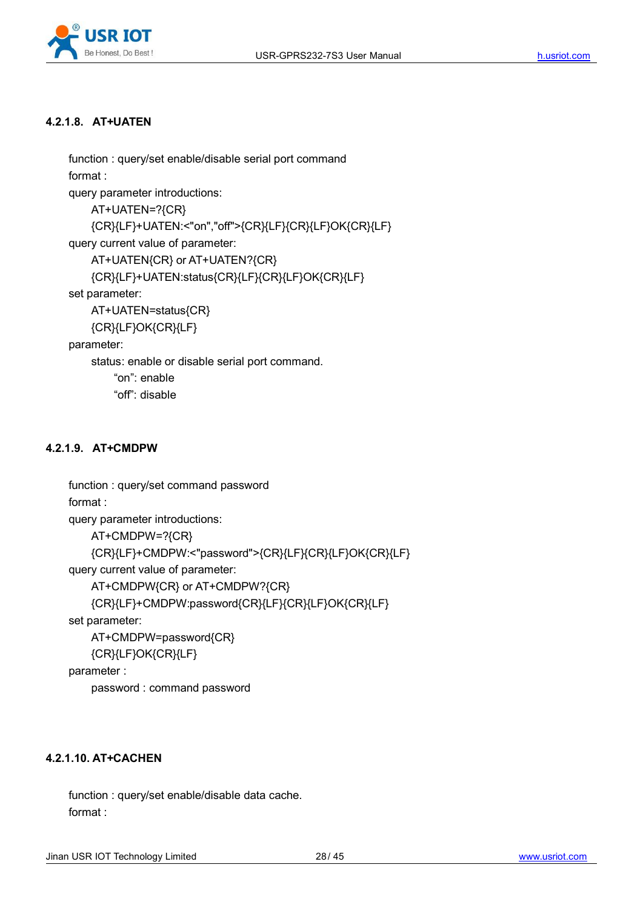#### 4.2.1.8. AT+UATEN

function : query/set enable/disable serial port command

format :

query parameter introductions:

AT+UATEN=?{CR}

{CR}{LF}+UATEN:<"on","off">{CR}{LF}{CR}{LF}OK{CR}{LF}

query current value of parameter:

AT+UATEN{CR} or AT+UATEN?{CR}

{CR}{LF}+UATEN:status{CR}{LF}{CR}{LF}OK{CR}{LF}

set parameter:

AT+UATEN=status{CR}

{CR}{LF}OK{CR}{LF}

parameter:

status: enable or disable serial port command.

"on": enable

"off": disable

#### 4.2.1.9. AT+CMDPW

function : query/set command password

format :

query parameter introductions:

AT+CMDPW=?{CR}

{CR}{LF}+CMDPW:<"password">{CR}{LF}{CR}{LF}OK{CR}{LF}

query current value of parameter:

AT+CMDPW{CR} or AT+CMDPW?{CR}

{CR}{LF}+CMDPW:password{CR}{LF}{CR}{LF}OK{CR}{LF}

set parameter:

AT+CMDPW=password{CR}

{CR}{LF}OK{CR}{LF}

parameter :

password : command password

#### 4.2.1.10. AT+CACHEN

function : query/set enable/disable data cache.

format :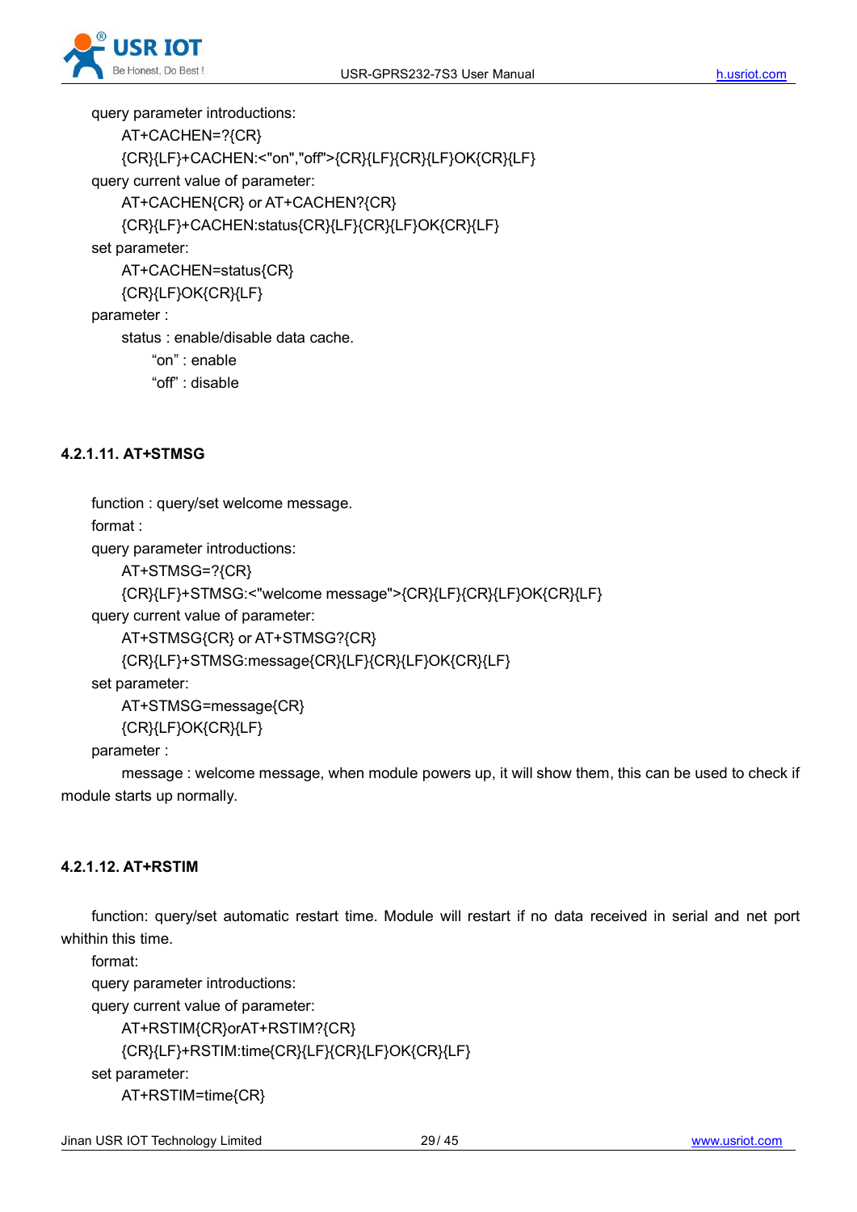query parameter introductions:

AT+CACHEN=?{CR}

{CR}{LF}+CACHEN:<"on","off">{CR}{LF}{CR}{LF}OK{CR}{LF}

query current value of parameter:

AT+CACHEN{CR} or AT+CACHEN?{CR}

{CR}{LF}+CACHEN:status{CR}{LF}{CR}{LF}OK{CR}{LF}

set parameter:

AT+CACHEN=status{CR}

{CR}{LF}OK{CR}{LF}

parameter :

status : enable/disable data cache.

"on" : enable

"off" : disable

#### 4.2.1.11. AT+STMSG

function : query/set welcome message.

format :

query parameter introductions:

AT+STMSG=?{CR}

{CR}{LF}+STMSG:<"welcome message">{CR}{LF}{CR}{LF}OK{CR}{LF}

query current value of parameter:

AT+STMSG{CR} or AT+STMSG?{CR}

{CR}{LF}+STMSG:message{CR}{LF}{CR}{LF}OK{CR}{LF}

set parameter:

AT+STMSG=message{CR}

{CR}{LF}OK{CR}{LF}

parameter :

message : welcome message, when module powers up, it will show them, this can be used to check if module starts up normally.

#### 4.2.1.12. AT+RSTIM

function: query/set automatic restart time. Module will restart if no data received in serial and net port whithin this time.

format:

query parameter introductions:

query current value of parameter:

AT+RSTIM{CR}orAT+RSTIM?{CR}

{CR}{LF}+RSTIM:time{CR}{LF}{CR}{LF}OK{CR}{LF}

set parameter:

AT+RSTIM=time{CR}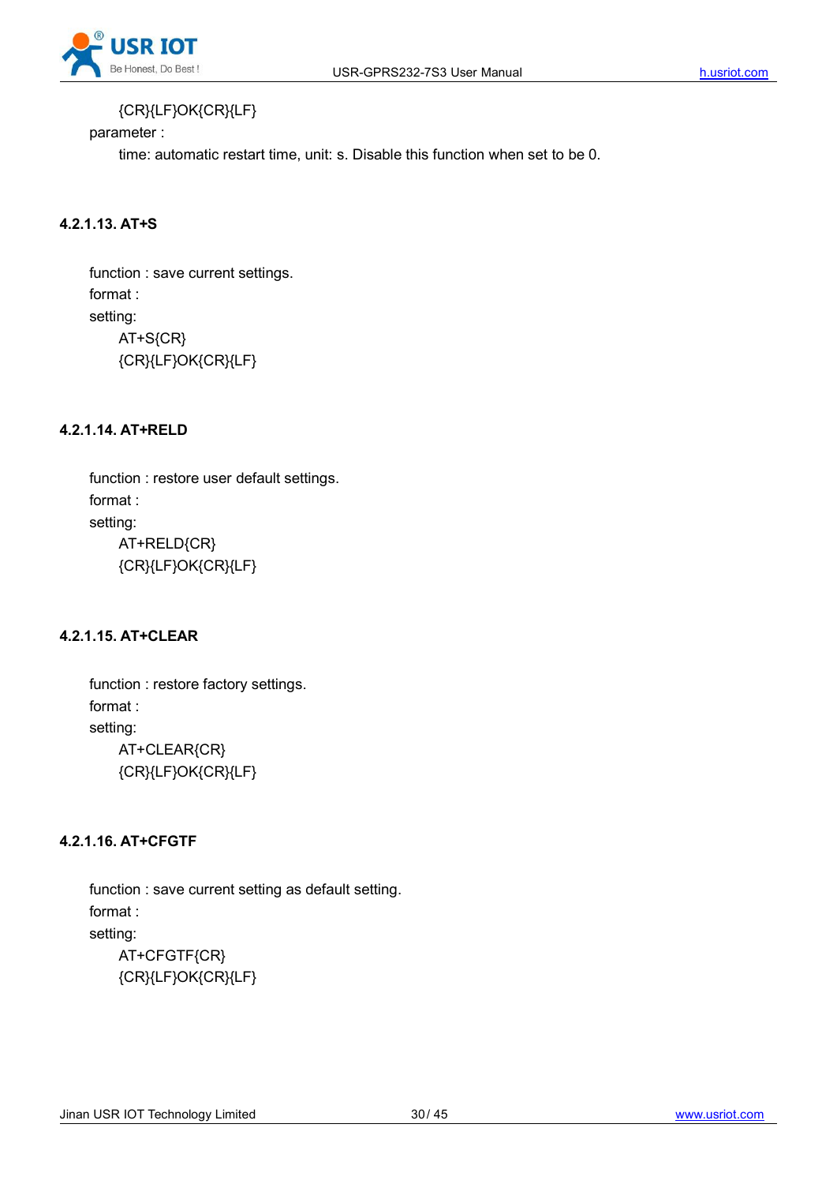{CR}{LF}OK{CR}{LF}

parameter :

time: automatic restart time, unit: s. Disable this function when set to be 0.

#### 4.2.1.13. AT+S

function : save current settings.

format :

setting:

AT+S{CR}

{CR}{LF}OK{CR}{LF}

#### 4.2.1.14. AT+RELD

function : restore user default settings.

format :

setting:

AT+RELD{CR}

{CR}{LF}OK{CR}{LF}

#### 4.2.1.15. AT+CLEAR

function : restore factory settings.

format :

setting:

AT+CLEAR{CR}

{CR}{LF}OK{CR}{LF}

#### 4.2.1.16. AT+CFGTF

function : save current setting as default setting.

format :

setting:

AT+CFGTF{CR}

{CR}{LF}OK{CR}{LF}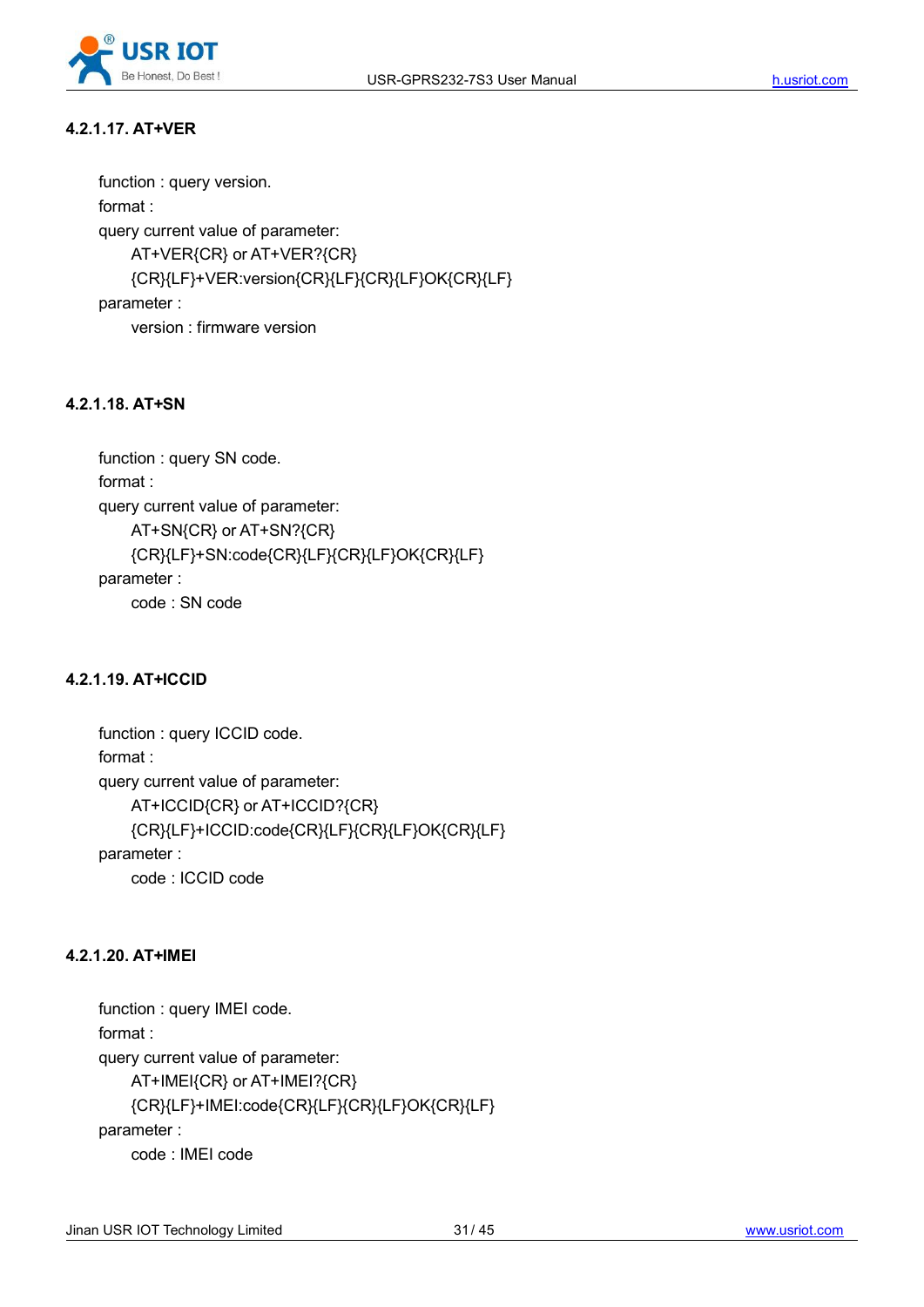#### 4.2.1.17. AT+VER

function : query version.

format :

query current value of parameter:

AT+VER{CR} or AT+VER?{CR}

{CR}{LF}+VER:version{CR}{LF}{CR}{LF}OK{CR}{LF}

parameter :

version : firmware version

#### 4.2.1.18. AT+SN

function : query SN code.

format :

query current value of parameter:

AT+SN{CR} or AT+SN?{CR}

{CR}{LF}+SN:code{CR}{LF}{CR}{LF}OK{CR}{LF}

parameter :

code : SN code

#### 4.2.1.19. AT+ICCID

function : query ICCID code.

format :

query current value of parameter:

AT+ICCID{CR} or AT+ICCID?{CR}

{CR}{LF}+ICCID:code{CR}{LF}{CR}{LF}OK{CR}{LF}

parameter :

code : ICCID code

#### 4.2.1.20. AT+IMEI

function : query IMEI code.

format :

query current value of parameter:

AT+IMEI{CR} or AT+IMEI?{CR}

{CR}{LF}+IMEI:code{CR}{LF}{CR}{LF}OK{CR}{LF}

parameter :

code : IMEI code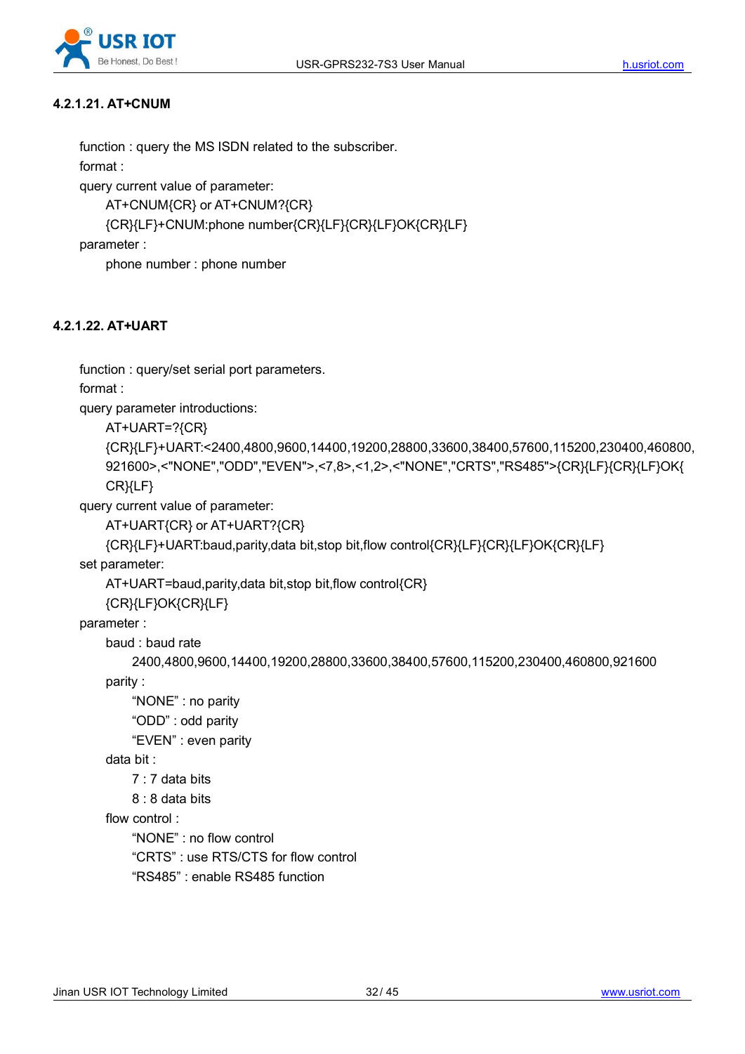#### 4.2.1.21. AT+CNUM

function : query the MS ISDN related to the subscriber.

format :

query current value of parameter:

AT+CNUM{CR} or AT+CNUM?{CR}

{CR}{LF}+CNUM:phone number{CR}{LF}{CR}{LF}OK{CR}{LF}

parameter :

phone number : phone number

#### 4.2.1.22. AT+UART

function : query/set serial port parameters.

format :

query parameter introductions:

AT+UART=?{CR}

{CR}{LF}+UART:<2400,4800,9600,14400,19200,28800,33600,38400,57600,115200,230400,460800,921600>,<"NONE","ODD","EVEN">,<7,8>,<1,2>,<"NONE","CRTS","RS485">{CR}{LF}{CR}{LF}OK{CR}{LF}

query current value of parameter:

AT+UART{CR} or AT+UART?{CR}

{CR}{LF}+UART:baud,parity,data bit,stop bit,flow control{CR}{LF}{CR}{LF}OK{CR}{LF}

set parameter:

AT+UART=baud,parity,data bit,stop bit,flow control{CR}

{CR}{LF}OK{CR}{LF}

parameter :

baud : baud rate

2400,4800,9600,14400,19200,28800,33600,38400,57600,115200,230400,460800,921600

parity :

"NONE" : no parity

"ODD" : odd parity

"EVEN" : even parity

data bit :

7 : 7 data bits

8 : 8 data bits

flow control :

"NONE" : no flow control

"CRTS" : use RTS/CTS for flow control

"RS485" : enable RS485 function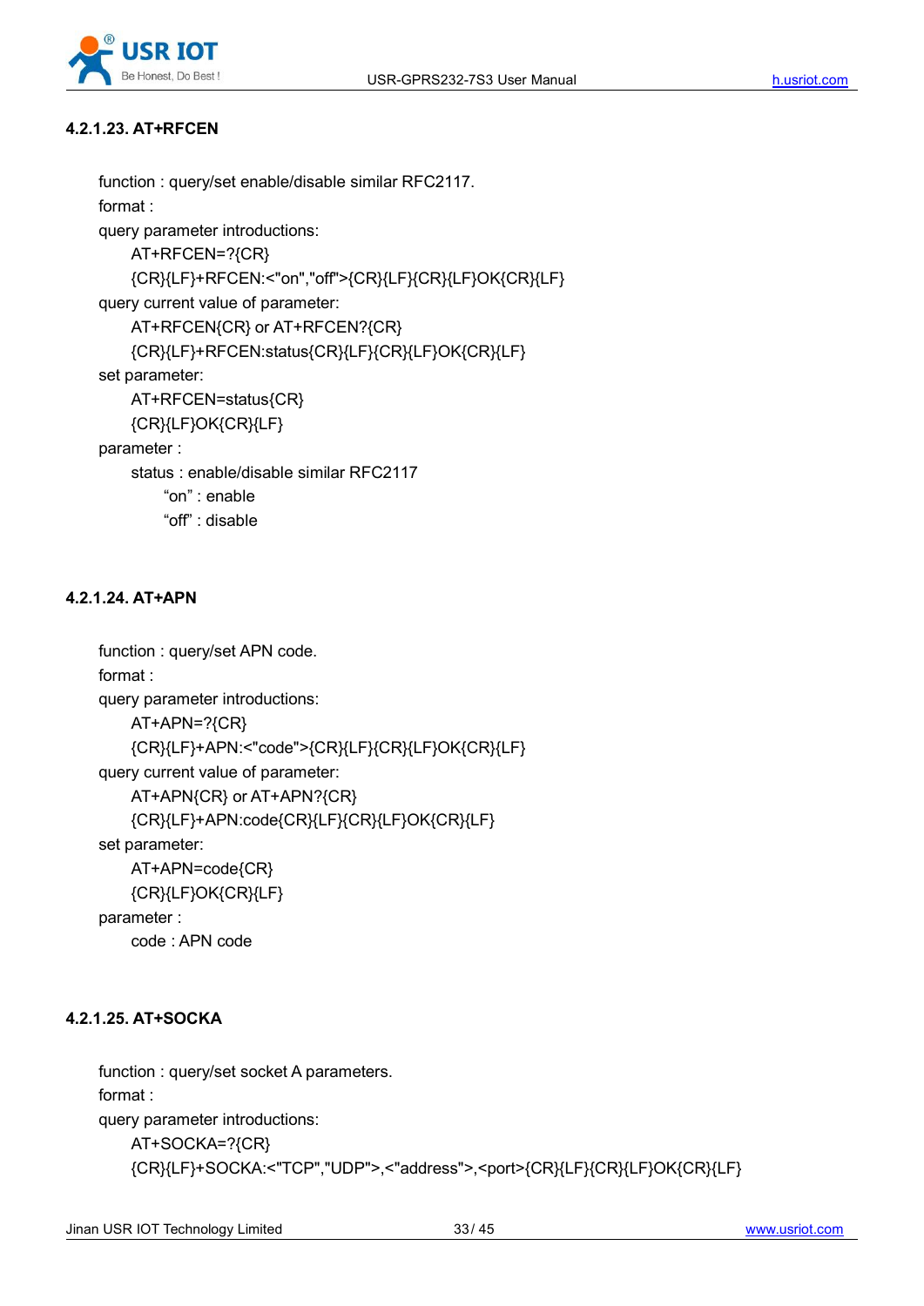#### 4.2.1.23. AT+RFCEN

function : query/set enable/disable similar RFC2117.

format :

query parameter introductions:

AT+RFCEN=?{CR}

{CR}{LF}+RFCEN:<"on","off">{CR}{LF}{CR}{LF}OK{CR}{LF}

query current value of parameter:

AT+RFCEN{CR} or AT+RFCEN?{CR}

{CR}{LF}+RFCEN:status{CR}{LF}{CR}{LF}OK{CR}{LF}

set parameter:

AT+RFCEN=status{CR}

{CR}{LF}OK{CR}{LF}

parameter :

status : enable/disable similar RFC2117

"on" : enable

"off" : disable

#### 4.2.1.24. AT+APN

function : query/set APN code.

format :

query parameter introductions:

AT+APN=?{CR}

{CR}{LF}+APN:<"code">{CR}{LF}{CR}{LF}OK{CR}{LF}

query current value of parameter:

AT+APN{CR} or AT+APN?{CR}

{CR}{LF}+APN:code{CR}{LF}{CR}{LF}OK{CR}{LF}

set parameter:

AT+APN=code{CR}

{CR}{LF}OK{CR}{LF}

parameter :

code : APN code

#### 4.2.1.25. AT+SOCKA

function : query/set socket A parameters.

format :

query parameter introductions:

AT+SOCKA=?{CR}

{CR}{LF}+SOCKA:<"TCP","UDP">,<"address">,<port>{CR}{LF}{CR}{LF}OK{CR}{LF}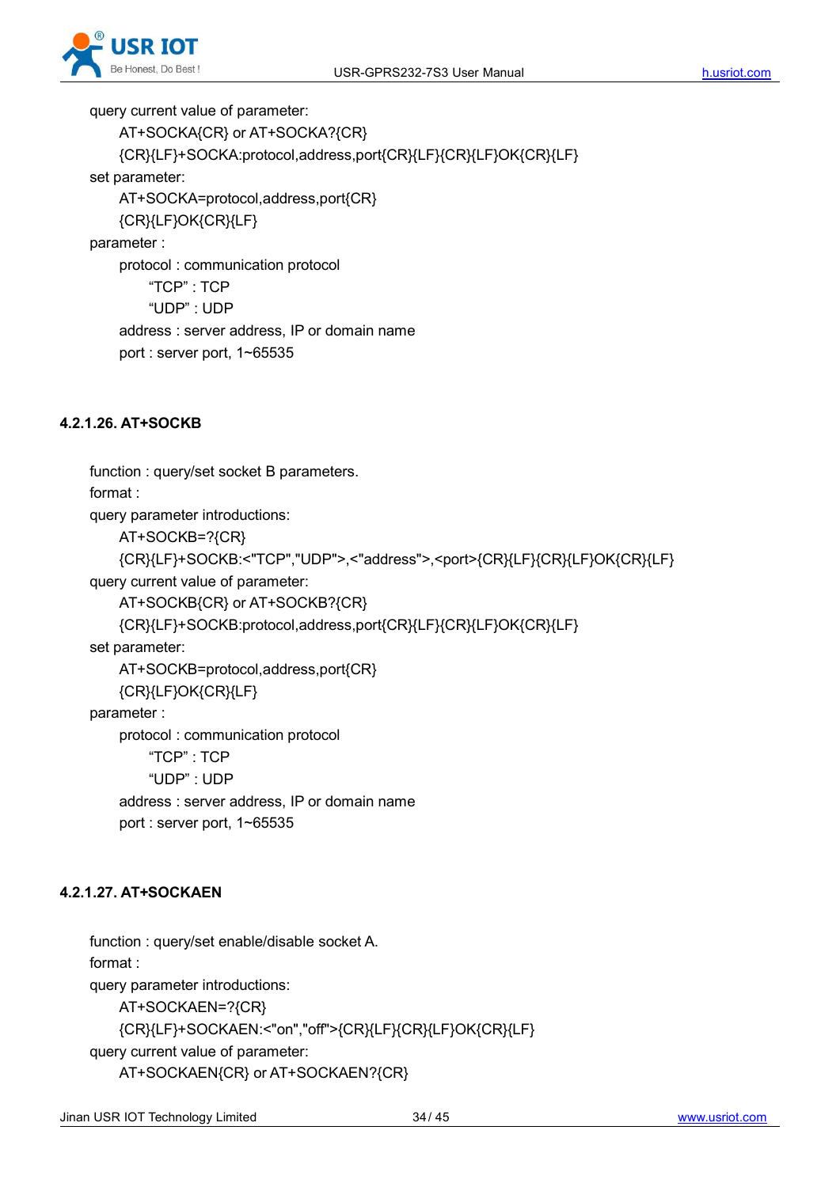query current value of parameter:

AT+SOCKA{CR} or AT+SOCKA?{CR}

{CR}{LF}+SOCKA:protocol,address,port{CR}{LF}{CR}{LF}OK{CR}{LF}

set parameter:

AT+SOCKA=protocol,address,port{CR}

{CR}{LF}OK{CR}{LF}

parameter :

protocol : communication protocol

"TCP" : TCP

"UDP" : UDP

address : server address, IP or domain name

port : server port, 1~65535

#### 4.2.1.26. AT+SOCKB

function : query/set socket B parameters.

format :

query parameter introductions:

AT+SOCKB=?{CR}

{CR}{LF}+SOCKB:<"TCP","UDP">,<"address">,<port>{CR}{LF}{CR}{LF}OK{CR}{LF}

query current value of parameter:

AT+SOCKB{CR} or AT+SOCKB?{CR}

{CR}{LF}+SOCKB:protocol,address,port{CR}{LF}{CR}{LF}OK{CR}{LF}

set parameter:

AT+SOCKB=protocol,address,port{CR}

{CR}{LF}OK{CR}{LF}

parameter :

protocol : communication protocol

"TCP" : TCP

"UDP" : UDP

address : server address, IP or domain name

port : server port, 1~65535

#### 4.2.1.27. AT+SOCKAEN

function : query/set enable/disable socket A.

format :

query parameter introductions:

AT+SOCKAEN=?{CR}

{CR}{LF}+SOCKAEN:<"on","off">{CR}{LF}{CR}{LF}OK{CR}{LF}

query current value of parameter:

AT+SOCKAEN{CR} or AT+SOCKAEN?{CR}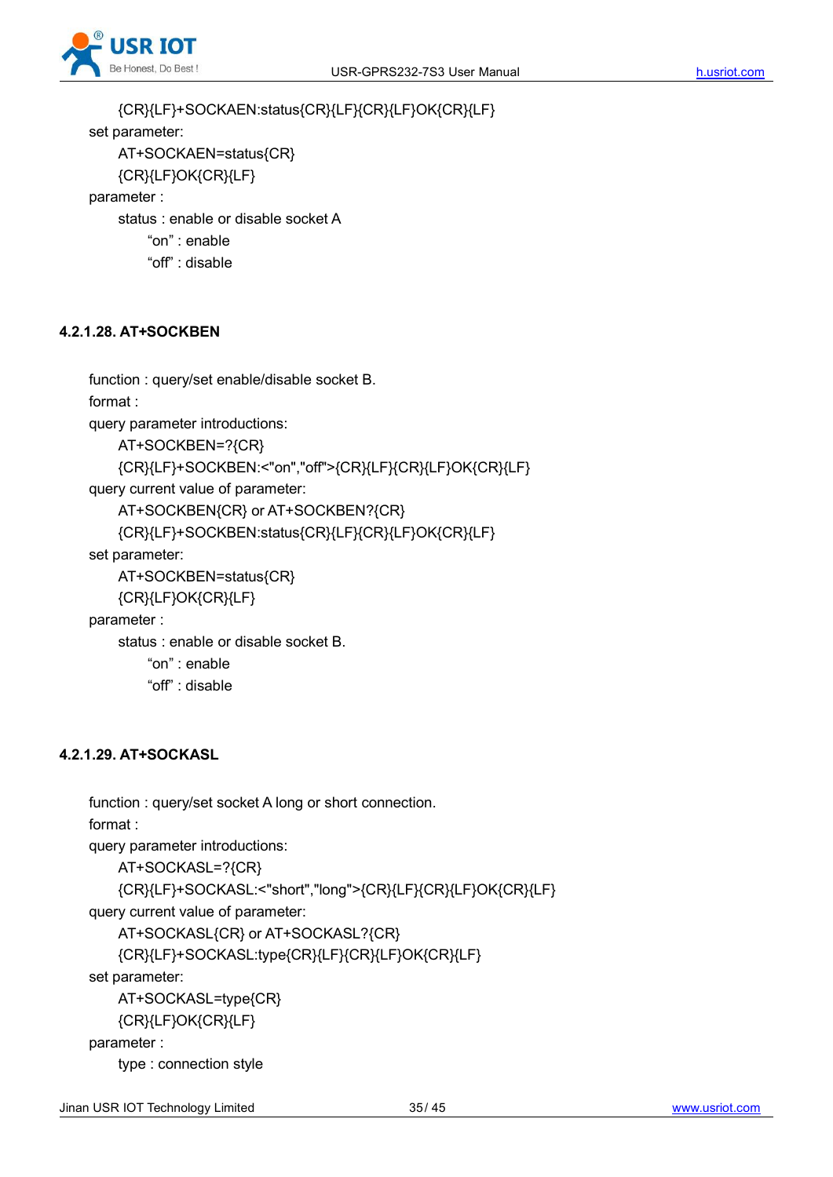{CR}{LF}+SOCKAEN:status{CR}{LF}{CR}{LF}OK{CR}{LF}

set parameter:

AT+SOCKAEN=status{CR}

{CR}{LF}OK{CR}{LF}

parameter :

status : enable or disable socket A

"on" : enable

"off" : disable

#### 4.2.1.28. AT+SOCKBEN

function : query/set enable/disable socket B.

format :

query parameter introductions:

AT+SOCKBEN=?{CR}

{CR}{LF}+SOCKBEN:<"on","off">{CR}{LF}{CR}{LF}OK{CR}{LF}

query current value of parameter:

AT+SOCKBEN{CR} or AT+SOCKBEN?{CR}

{CR}{LF}+SOCKBEN:status{CR}{LF}{CR}{LF}OK{CR}{LF}

set parameter:

AT+SOCKBEN=status{CR}

{CR}{LF}OK{CR}{LF}

parameter :

status : enable or disable socket B.

"on" : enable

"off" : disable

#### 4.2.1.29. AT+SOCKASL

function : query/set socket A long or short connection.

format :

query parameter introductions:

AT+SOCKASL=?{CR}

{CR}{LF}+SOCKASL:<"short","long">{CR}{LF}{CR}{LF}OK{CR}{LF}

query current value of parameter:

AT+SOCKASL{CR} or AT+SOCKASL?{CR}

{CR}{LF}+SOCKASL:type{CR}{LF}{CR}{LF}OK{CR}{LF}

set parameter:

AT+SOCKASL=type{CR}

{CR}{LF}OK{CR}{LF}

parameter :

type : connection style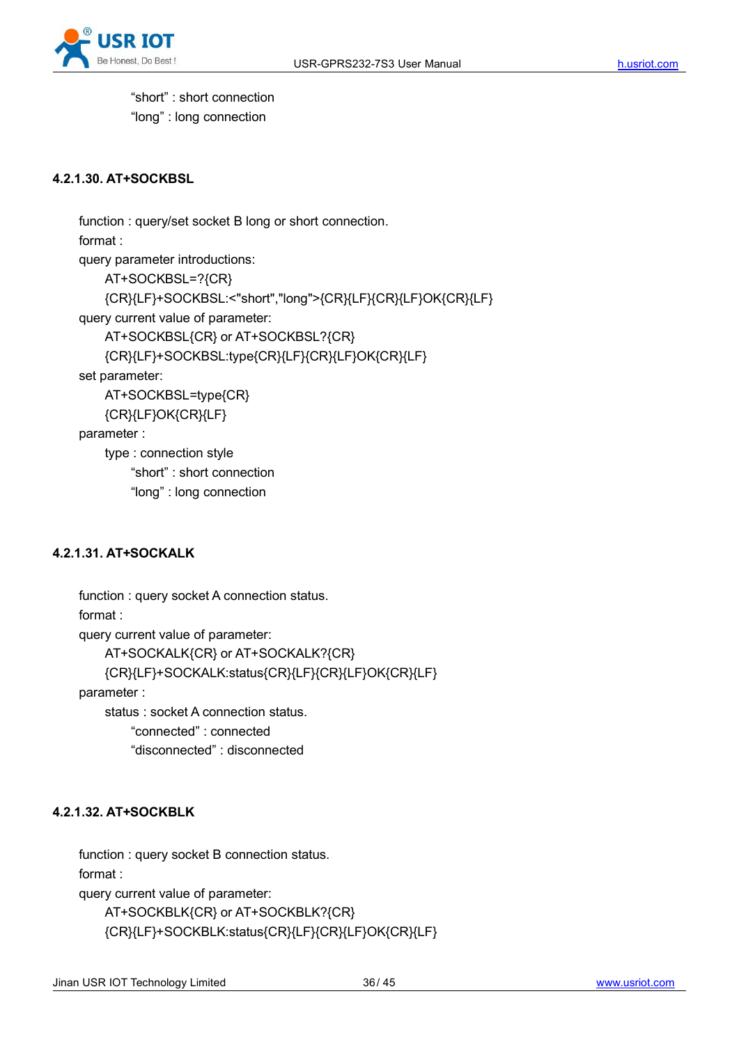"short" : short connection

"long" : long connection

#### 4.2.1.30. AT+SOCKBSL

function : query/set socket B long or short connection.

format :

query parameter introductions:

AT+SOCKBSL=?{CR}

{CR}{LF}+SOCKBSL:<"short","long">{CR}{LF}{CR}{LF}OK{CR}{LF}

query current value of parameter:

AT+SOCKBSL{CR} or AT+SOCKBSL?{CR}

{CR}{LF}+SOCKBSL:type{CR}{LF}{CR}{LF}OK{CR}{LF}

set parameter:

AT+SOCKBSL=type{CR}

{CR}{LF}OK{CR}{LF}

parameter :

type : connection style

"short" : short connection

"long" : long connection

#### 4.2.1.31. AT+SOCKALK

function : query socket A connection status.

format :

query current value of parameter:

AT+SOCKALK{CR} or AT+SOCKALK?{CR}

{CR}{LF}+SOCKALK:status{CR}{LF}{CR}{LF}OK{CR}{LF}

parameter :

status : socket A connection status.

"connected" : connected

"disconnected" : disconnected

#### 4.2.1.32. AT+SOCKBLK

function : query socket B connection status.

format :

query current value of parameter:

AT+SOCKBLK{CR} or AT+SOCKBLK?{CR}

{CR}{LF}+SOCKBLK:status{CR}{LF}{CR}{LF}OK{CR}{LF}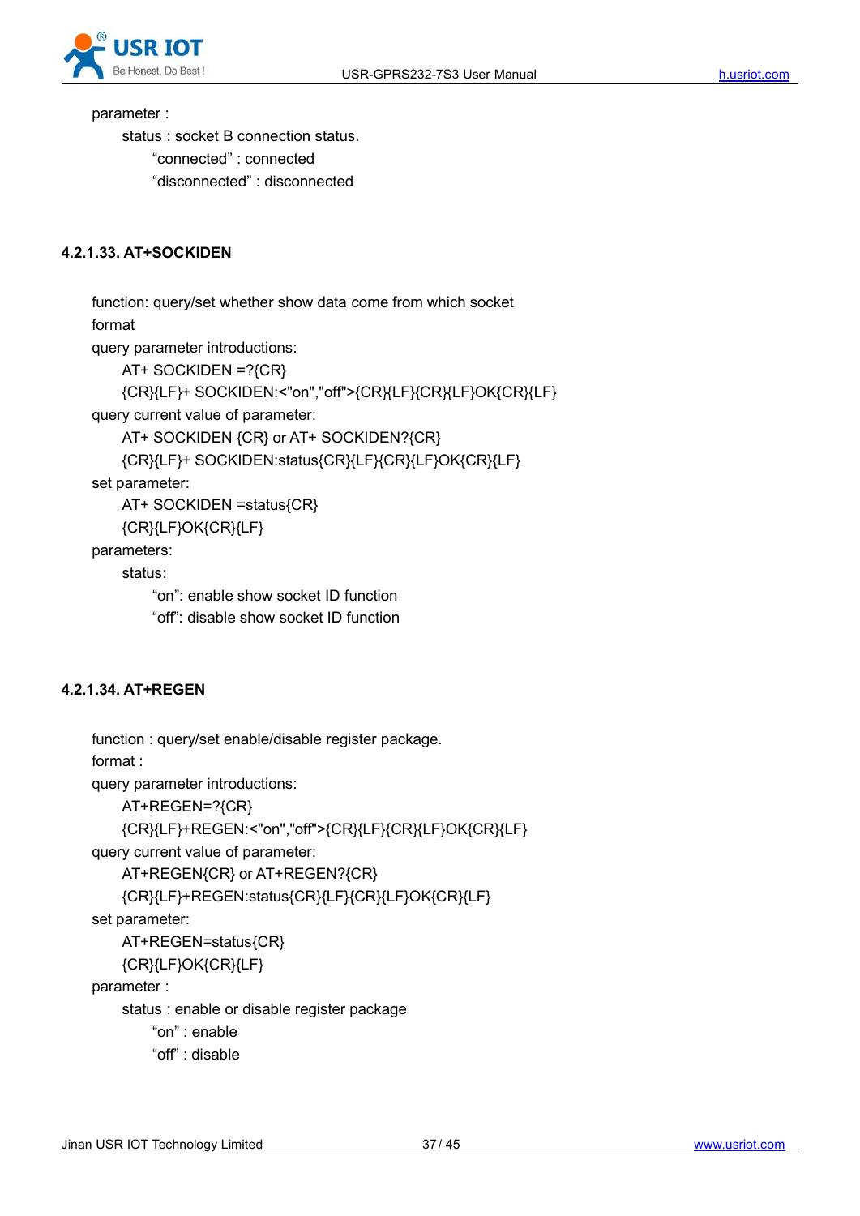parameter :

status : socket B connection status.

“connected” : connected

“disconnected” : disconnected

#### 4.2.1.33. AT+SOCKIDEN

function: query/set whether show data come from which socket

format

query parameter introductions:

AT+ SOCKIDEN =?{CR}

{CR}{LF}+ SOCKIDEN:<"on","off">{CR}{LF}{CR}{LF}OK{CR}{LF}

query current value of parameter:

AT+ SOCKIDEN {CR} or AT+ SOCKIDEN?{CR}

{CR}{LF}+ SOCKIDEN:status{CR}{LF}{CR}{LF}OK{CR}{LF}

set parameter:

AT+ SOCKIDEN =status{CR}

{CR}{LF}OK{CR}{LF}

parameters:

status:

“on”: enable show socket ID function

“off”: disable show socket ID function

#### 4.2.1.34. AT+REGEN

function : query/set enable/disable register package.

format :

query parameter introductions:

AT+REGEN=?{CR}

{CR}{LF}+REGEN:<"on","off">{CR}{LF}{CR}{LF}OK{CR}{LF}

query current value of parameter:

AT+REGEN{CR} or AT+REGEN?{CR}

{CR}{LF}+REGEN:status{CR}{LF}{CR}{LF}OK{CR}{LF}

set parameter:

AT+REGEN=status{CR}

{CR}{LF}OK{CR}{LF}

parameter :

status : enable or disable register package

“on” : enable

“off” : disable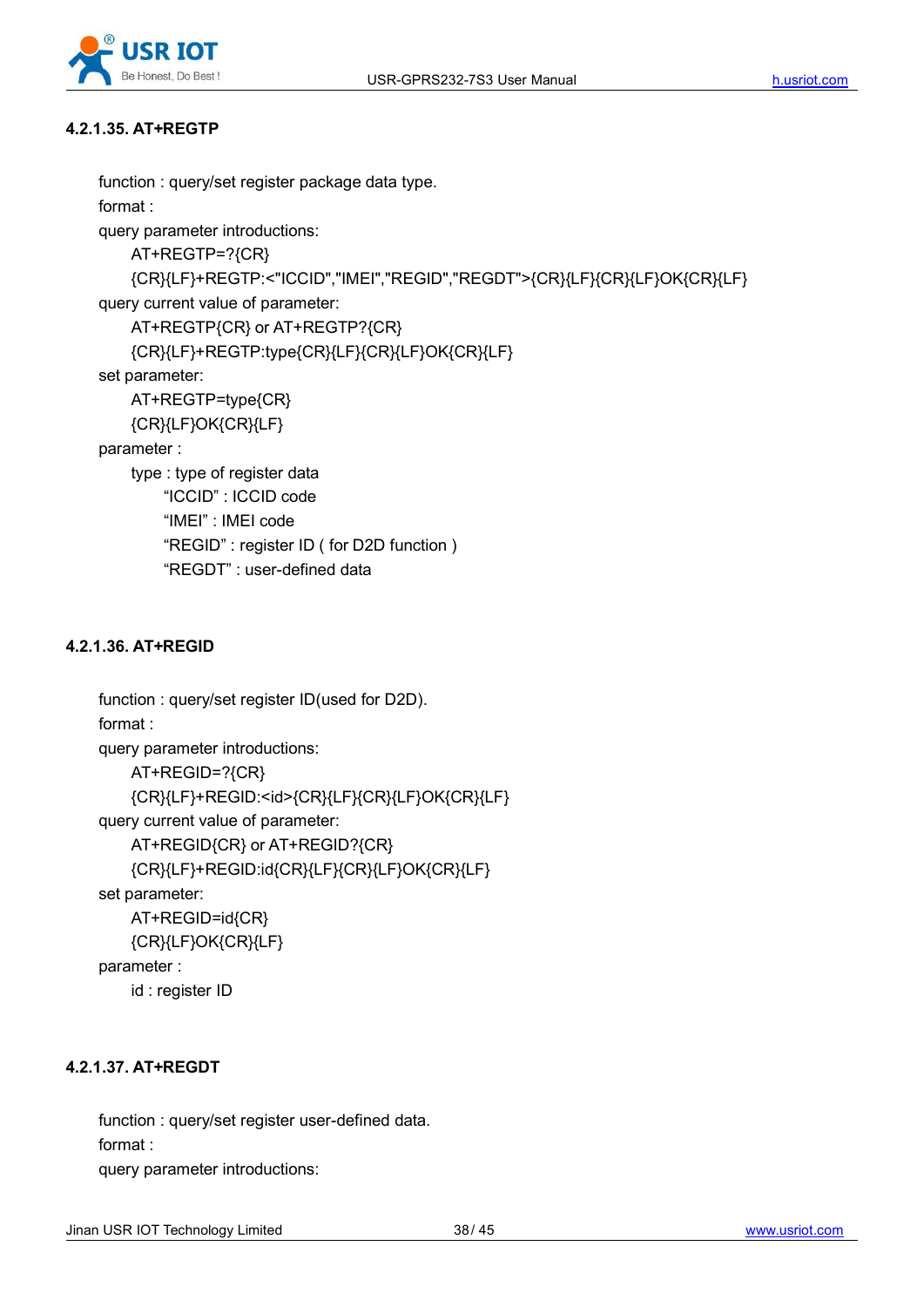#### 4.2.1.35. AT+REGTP

function : query/set register package data type.

format :

query parameter introductions:

AT+REGTP=?{CR}

{CR}{LF}+REGTP:<"ICCID","IMEI","REGID","REGDT">{CR}{LF}{CR}{LF}OK{CR}{LF}

query current value of parameter:

AT+REGTP{CR} or AT+REGTP?{CR}

{CR}{LF}+REGTP:type{CR}{LF}{CR}{LF}OK{CR}{LF}

set parameter:

AT+REGTP=type{CR}

{CR}{LF}OK{CR}{LF}

parameter :

type : type of register data

"ICCID" : ICCID code

"IMEI" : IMEI code

"REGID" : register ID ( for D2D function )

"REGDT" : user-defined data

#### 4.2.1.36. AT+REGID

function : query/set register ID(used for D2D).

format :

query parameter introductions:

AT+REGID=?{CR}

{CR}{LF}+REGID:<id>{CR}{LF}{CR}{LF}OK{CR}{LF}

query current value of parameter:

AT+REGID{CR} or AT+REGID?{CR}

{CR}{LF}+REGID:id{CR}{LF}{CR}{LF}OK{CR}{LF}

set parameter:

AT+REGID=id{CR}

{CR}{LF}OK{CR}{LF}

parameter :

id : register ID

#### 4.2.1.37. AT+REGDT

function : query/set register user-defined data.

format :

query parameter introductions: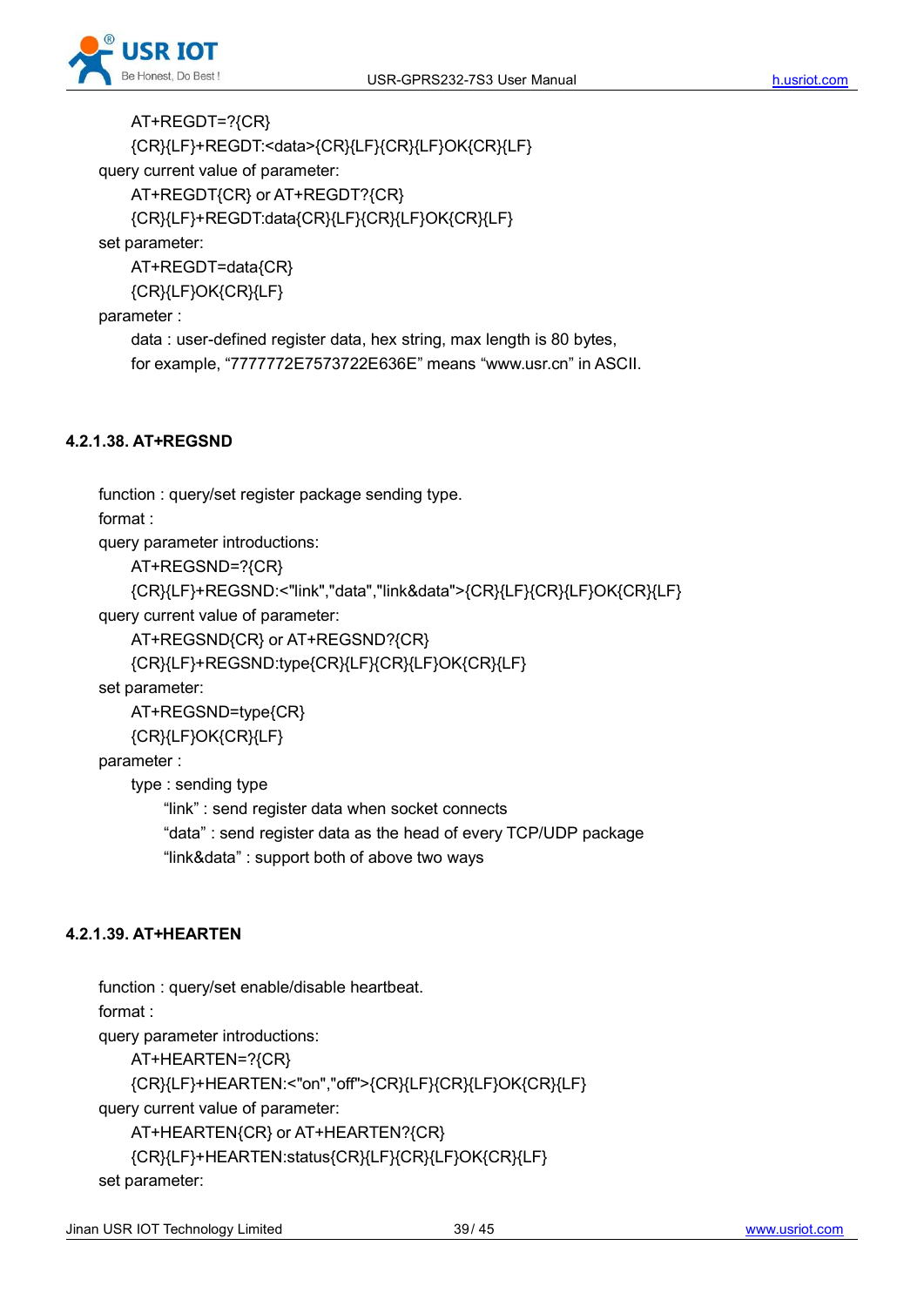AT+REGDT=?{CR}

{CR}{LF}+REGDT:<data>{CR}{LF}{CR}{LF}OK{CR}{LF}

query current value of parameter:

AT+REGDT{CR} or AT+REGDT?{CR}

{CR}{LF}+REGDT:data{CR}{LF}{CR}{LF}OK{CR}{LF}

set parameter:

AT+REGDT=data{CR}

{CR}{LF}OK{CR}{LF}

parameter :

data : user-defined register data, hex string, max length is 80 bytes,

for example, “7777772E7573722E636E” means “www.usr.cn” in ASCII.

#### 4.2.1.38. AT+REGSND

function : query/set register package sending type.

format :

query parameter introductions:

AT+REGSND=?{CR}

{CR}{LF}+REGSND:<"link","data","link&data">{CR}{LF}{CR}{LF}OK{CR}{LF}

query current value of parameter:

AT+REGSND{CR} or AT+REGSND?{CR}

{CR}{LF}+REGSND:type{CR}{LF}{CR}{LF}OK{CR}{LF}

set parameter:

AT+REGSND=type{CR}

{CR}{LF}OK{CR}{LF}

parameter :

type : sending type

“link” : send register data when socket connects

“data” : send register data as the head of every TCP/UDP package

“link&data” : support both of above two ways

#### 4.2.1.39. AT+HEARTEN

function : query/set enable/disable heartbeat.

format :

query parameter introductions:

AT+HEARTEN=?{CR}

{CR}{LF}+HEARTEN:<"on","off">{CR}{LF}{CR}{LF}OK{CR}{LF}

query current value of parameter:

AT+HEARTEN{CR} or AT+HEARTEN?{CR}

{CR}{LF}+HEARTEN:status{CR}{LF}{CR}{LF}OK{CR}{LF}

set parameter: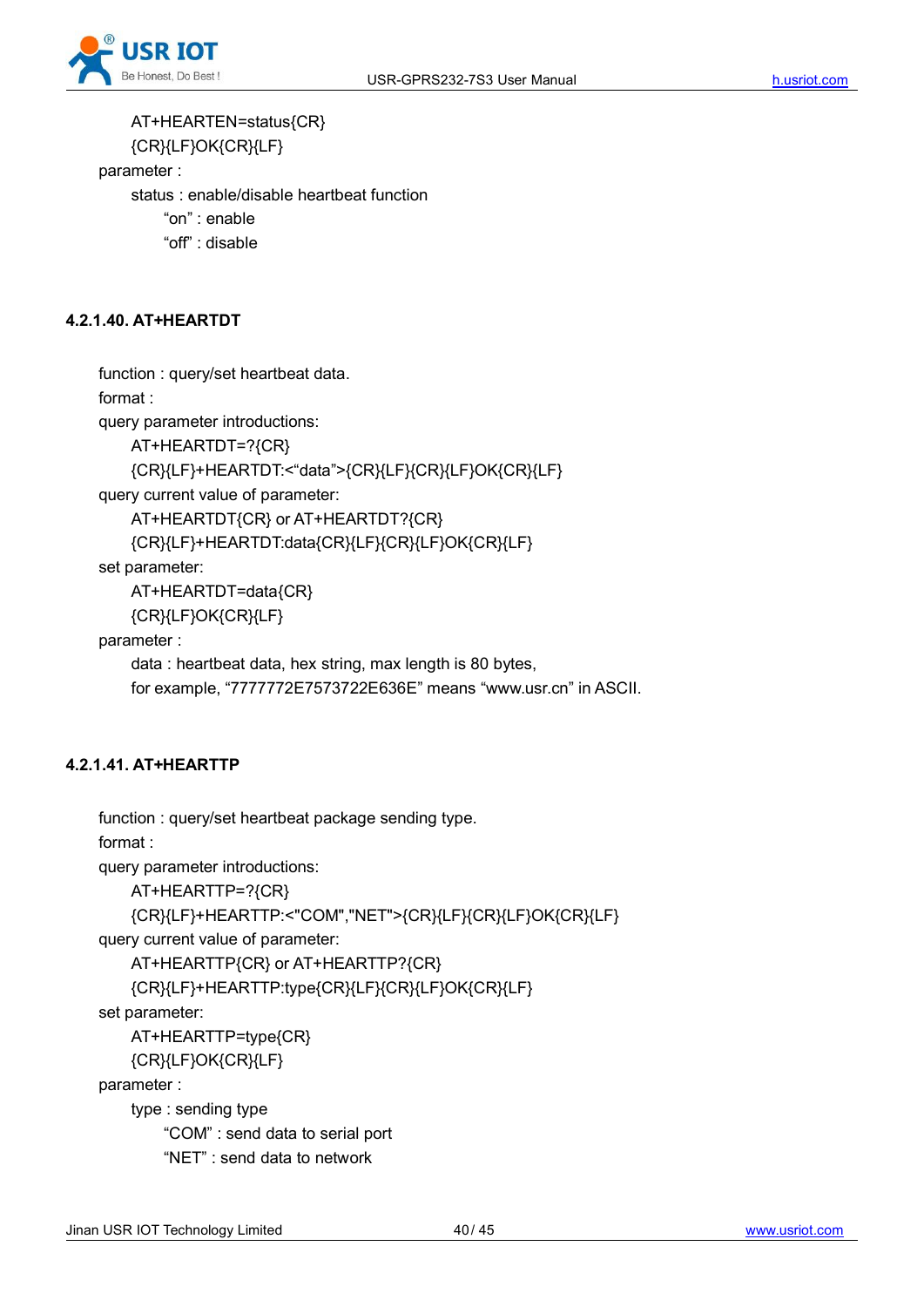AT+HEARTEN=status{CR}

{CR}{LF}OK{CR}{LF}

parameter :

status : enable/disable heartbeat function

"on" : enable

"off" : disable

### 4.2.1.40. AT+HEARTDT

function : query/set heartbeat data.

format :

query parameter introductions:

AT+HEARTDT=?{CR}

{CR}{LF}+HEARTDT:<"data">{CR}{LF}{CR}{LF}OK{CR}{LF}

query current value of parameter:

AT+HEARTDT{CR} or AT+HEARTDT?{CR}

{CR}{LF}+HEARTDT:data{CR}{LF}{CR}{LF}OK{CR}{LF}

set parameter:

AT+HEARTDT=data{CR}

{CR}{LF}OK{CR}{LF}

parameter :

data : heartbeat data, hex string, max length is 80 bytes,

for example, "7777772E7573722E636E" means "www.usr.cn" in ASCII.

### 4.2.1.41. AT+HEARTTP

function : query/set heartbeat package sending type.

format :

query parameter introductions:

AT+HEARTTP=?{CR}

{CR}{LF}+HEARTTP:<"COM","NET">{CR}{LF}{CR}{LF}OK{CR}{LF}

query current value of parameter:

AT+HEARTTP{CR} or AT+HEARTTP?{CR}

{CR}{LF}+HEARTTP:type{CR}{LF}{CR}{LF}OK{CR}{LF}

set parameter:

AT+HEARTTP=type{CR}

{CR}{LF}OK{CR}{LF}

parameter :

type : sending type

"COM" : send data to serial port

"NET" : send data to network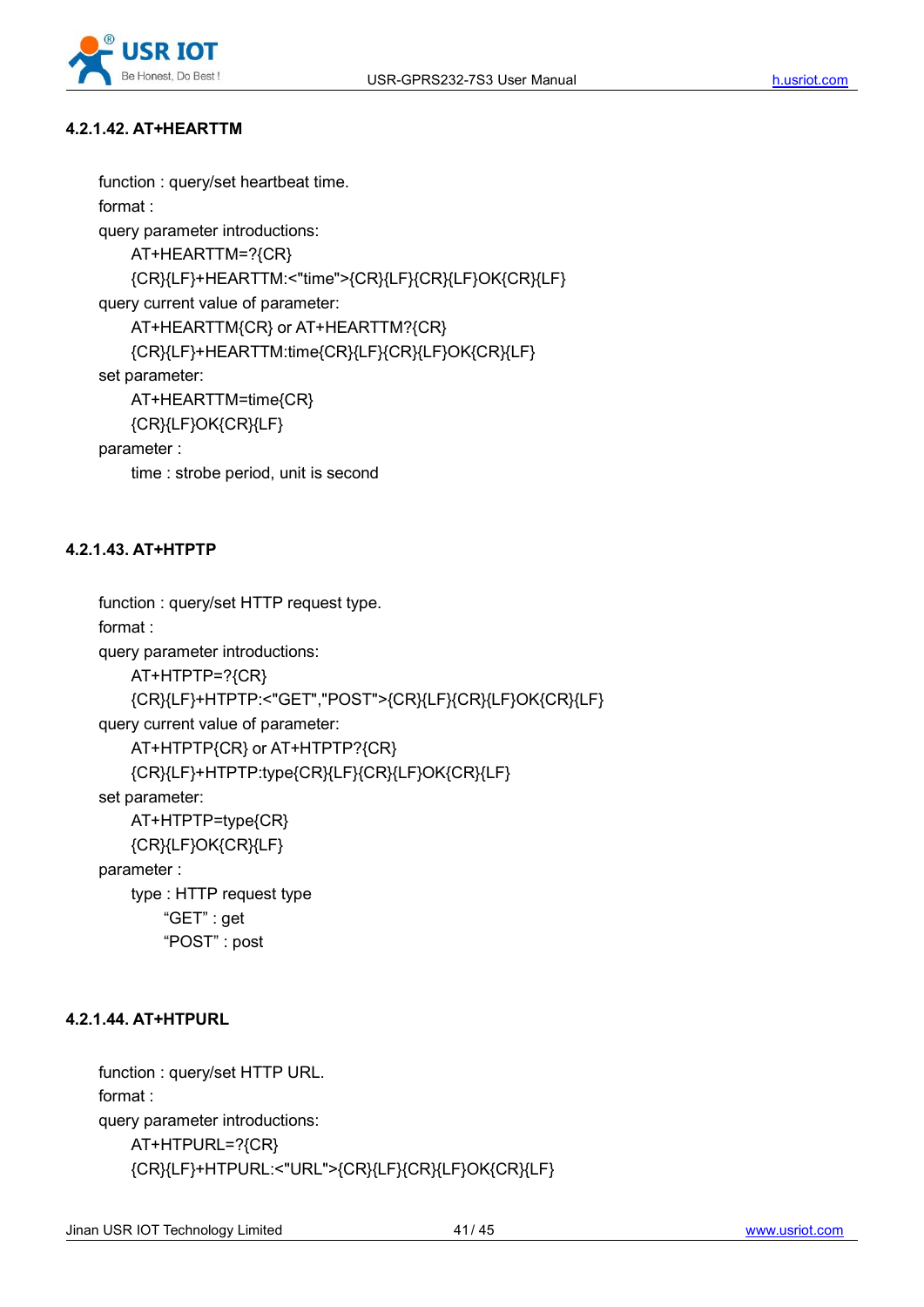#### 4.2.1.42. AT+HEARTTM

function : query/set heartbeat time.

format :

query parameter introductions:

AT+HEARTTM=?{CR}

{CR}{LF}+HEARTTM:<"time">{CR}{LF}{CR}{LF}OK{CR}{LF}

query current value of parameter:

AT+HEARTTM{CR} or AT+HEARTTM?{CR}

{CR}{LF}+HEARTTM:time{CR}{LF}{CR}{LF}OK{CR}{LF}

set parameter:

AT+HEARTTM=time{CR}

{CR}{LF}OK{CR}{LF}

parameter :

time : strobe period, unit is second

#### 4.2.1.43. AT+HTPTP

function : query/set HTTP request type.

format :

query parameter introductions:

AT+HTPTP=?{CR}

{CR}{LF}+HTPTP:<"GET","POST">{CR}{LF}{CR}{LF}OK{CR}{LF}

query current value of parameter:

AT+HTPTP{CR} or AT+HTPTP?{CR}

{CR}{LF}+HTPTP:type{CR}{LF}{CR}{LF}OK{CR}{LF}

set parameter:

AT+HTPTP=type{CR}

{CR}{LF}OK{CR}{LF}

parameter :

type : HTTP request type

“GET” : get

“POST” : post

#### 4.2.1.44. AT+HTPURL

function : query/set HTTP URL.

format :

query parameter introductions:

AT+HTPURL=?{CR}

{CR}{LF}+HTPURL:<"URL">{CR}{LF}{CR}{LF}OK{CR}{LF}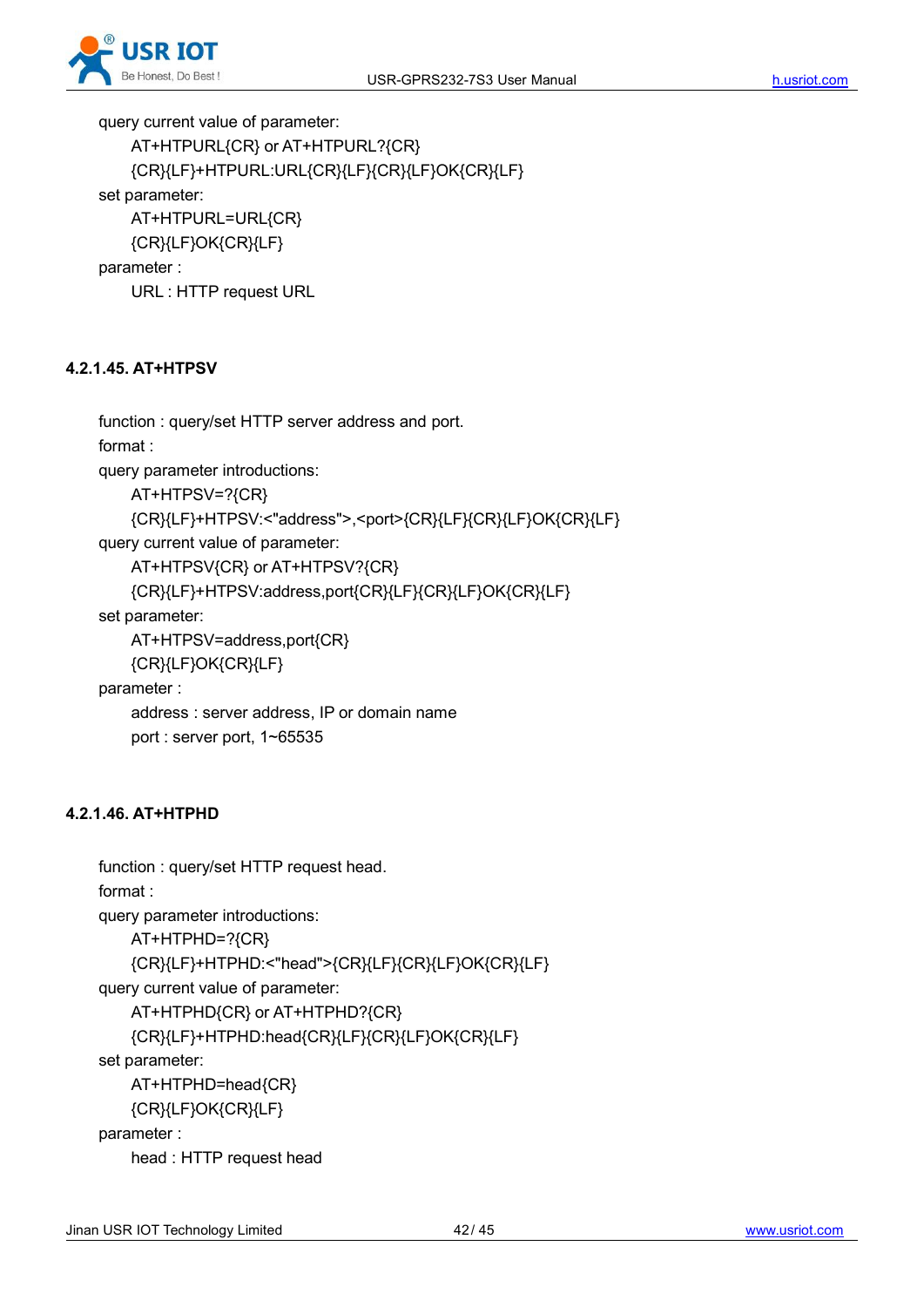query current value of parameter:

AT+HTPURL{CR} or AT+HTPURL?{CR}

{CR}{LF}+HTPURL:URL{CR}{LF}{CR}{LF}OK{CR}{LF}

set parameter:

AT+HTPURL=URL{CR}

{CR}{LF}OK{CR}{LF}

parameter :

URL : HTTP request URL

#### 4.2.1.45. AT+HTPSV

function : query/set HTTP server address and port.

format :

query parameter introductions:

AT+HTPSV=?{CR}

{CR}{LF}+HTPSV:<"address">,<port>{CR}{LF}{CR}{LF}OK{CR}{LF}

query current value of parameter:

AT+HTPSV{CR} or AT+HTPSV?{CR}

{CR}{LF}+HTPSV:address,port{CR}{LF}{CR}{LF}OK{CR}{LF}

set parameter:

AT+HTPSV=address,port{CR}

{CR}{LF}OK{CR}{LF}

parameter :

address : server address, IP or domain name

port : server port, 1~65535

#### 4.2.1.46. AT+HTPHD

function : query/set HTTP request head.

format :

query parameter introductions:

AT+HTPHD=?{CR}

{CR}{LF}+HTPHD:<"head">{CR}{LF}{CR}{LF}OK{CR}{LF}

query current value of parameter:

AT+HTPHD{CR} or AT+HTPHD?{CR}

{CR}{LF}+HTPHD:head{CR}{LF}{CR}{LF}OK{CR}{LF}

set parameter:

AT+HTPHD=head{CR}

{CR}{LF}OK{CR}{LF}

parameter :

head : HTTP request head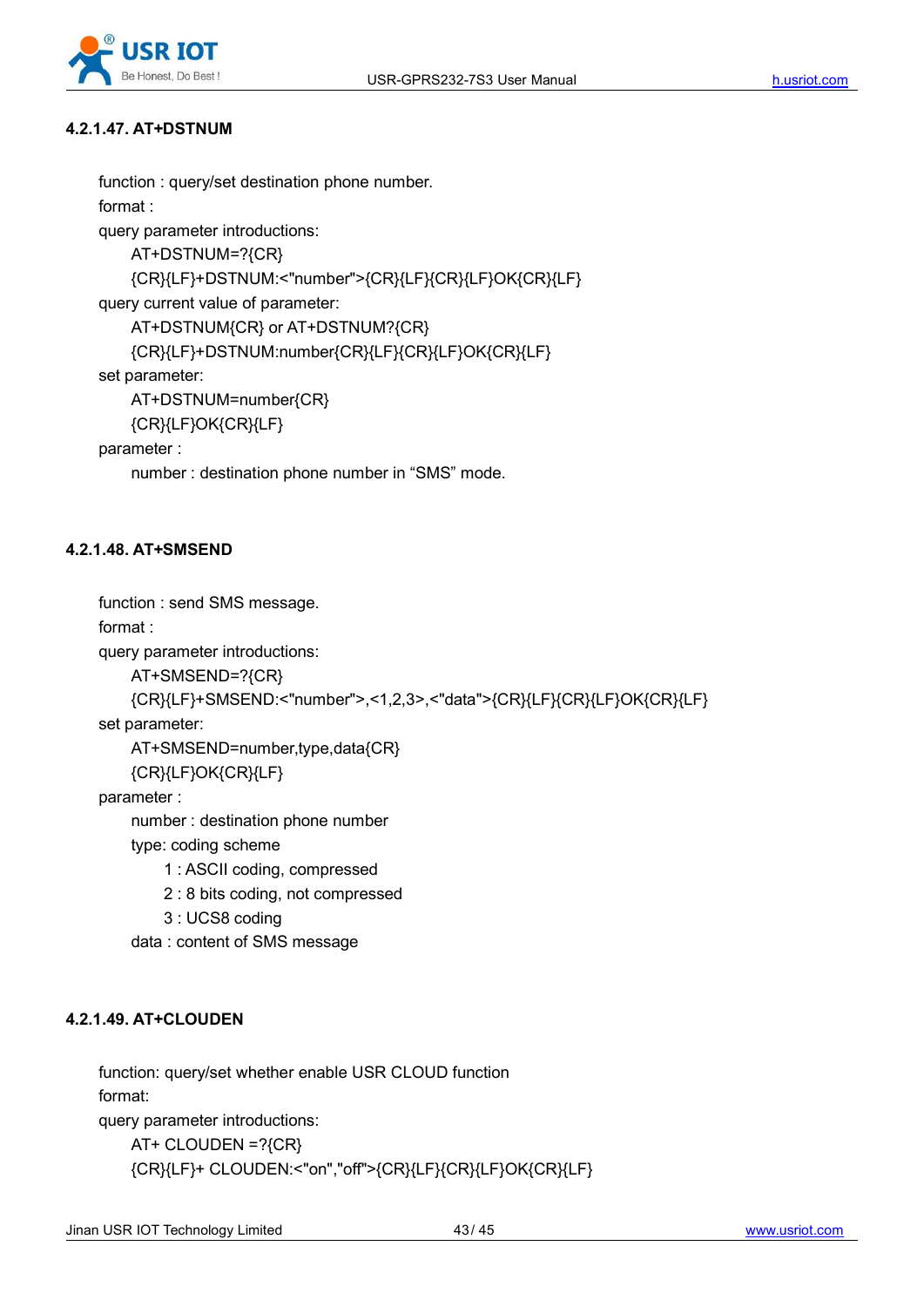#### 4.2.1.47. AT+DSTNUM

function : query/set destination phone number.

format :

query parameter introductions:

AT+DSTNUM=?{CR}

{CR}{LF}+DSTNUM:<"number">{CR}{LF}{CR}{LF}OK{CR}{LF}

query current value of parameter:

AT+DSTNUM{CR} or AT+DSTNUM?{CR}

{CR}{LF}+DSTNUM:number{CR}{LF}{CR}{LF}OK{CR}{LF}

set parameter:

AT+DSTNUM=number{CR}

{CR}{LF}OK{CR}{LF}

parameter :

number : destination phone number in “SMS” mode.

#### 4.2.1.48. AT+SMSEND

function : send SMS message.

format :

query parameter introductions:

AT+SMSEND=?{CR}

{CR}{LF}+SMSEND:<"number">,<1,2,3>,<"data">{CR}{LF}{CR}{LF}OK{CR}{LF}

set parameter:

AT+SMSEND=number,type,data{CR}

{CR}{LF}OK{CR}{LF}

parameter :

number : destination phone number

type: coding scheme

1 : ASCII coding, compressed

2 : 8 bits coding, not compressed

3 : UCS8 coding

data : content of SMS message

#### 4.2.1.49. AT+CLOUDEN

function: query/set whether enable USR CLOUD function

format:

query parameter introductions:

AT+ CLOUDEN =?{CR}

{CR}{LF}+ CLOUDEN:<"on","off">{CR}{LF}{CR}{LF}OK{CR}{LF}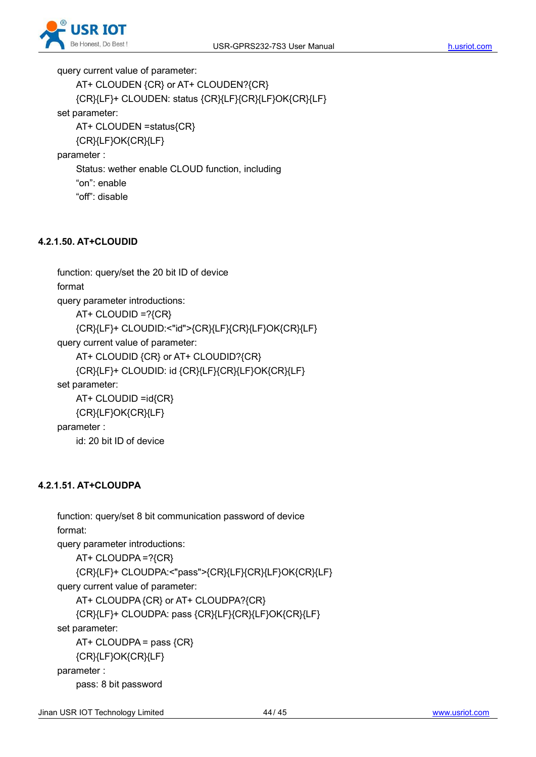query current value of parameter:

AT+ CLOUDEN {CR} or AT+ CLOUDEN?{CR}

{CR}{LF}+ CLOUDEN: status {CR}{LF}{CR}{LF}OK{CR}{LF}

set parameter:

AT+ CLOUDEN =status{CR}

{CR}{LF}OK{CR}{LF}

parameter :

Status: wether enable CLOUD function, including

"on": enable

"off": disable

#### 4.2.1.50. AT+CLOUDID

function: query/set the 20 bit ID of device

format

query parameter introductions:

AT+ CLOUDID =?{CR}

{CR}{LF}+ CLOUDID:<"id">{CR}{LF}{CR}{LF}OK{CR}{LF}

query current value of parameter:

AT+ CLOUDID {CR} or AT+ CLOUDID?{CR}

{CR}{LF}+ CLOUDID: id {CR}{LF}{CR}{LF}OK{CR}{LF}

set parameter:

AT+ CLOUDID =id{CR}

{CR}{LF}OK{CR}{LF}

parameter :

id: 20 bit ID of device

#### 4.2.1.51. AT+CLOUDPA

function: query/set 8 bit communication password of device

format:

query parameter introductions:

AT+ CLOUDPA =?{CR}

{CR}{LF}+ CLOUDPA:<"pass">{CR}{LF}{CR}{LF}OK{CR}{LF}

query current value of parameter:

AT+ CLOUDPA {CR} or AT+ CLOUDPA?{CR}

{CR}{LF}+ CLOUDPA: pass {CR}{LF}{CR}{LF}OK{CR}{LF}

set parameter:

AT+ CLOUDPA = pass {CR}

{CR}{LF}OK{CR}{LF}

parameter :

pass: 8 bit password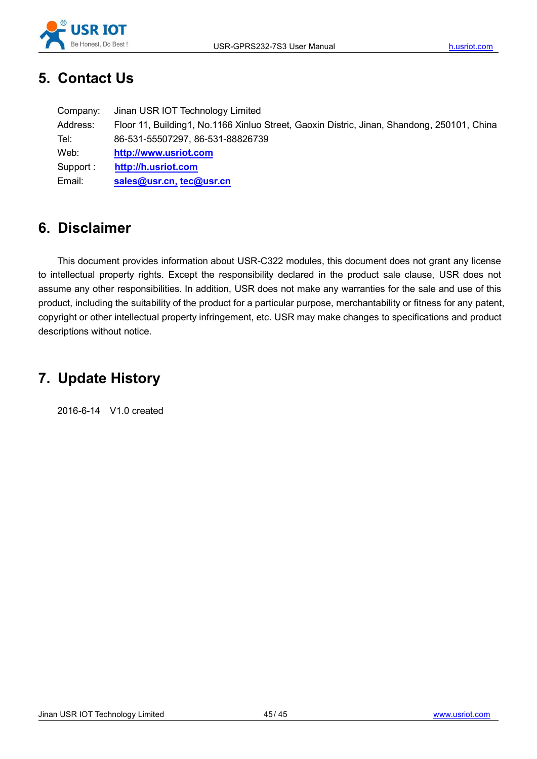# 5. Contact Us

Company: Jinan USR IOT Technology Limited

Address: Floor 11, Building1, No.1166 Xinluo Street, Gaoxin Distric, Jinan, Shandong, 250101, China

Tel: 86-531-55507297, 86-531-88826739

Web: **http://www.usriot.com**

Support : **http://h.usriot.com**

Email: **sales@usr.cn, tec@usr.cn**

# 6. Disclaimer

This document provides information about USR-C322 modules, this document does not grant any license to intellectual property rights. Except the responsibility declared in the product sale clause, USR does not assume any other responsibilities. In addition, USR does not make any warranties for the sale and use of this product, including the suitability of the product for a particular purpose, merchantability or fitness for any patent, copyright or other intellectual property infringement, etc. USR may make changes to specifications and product descriptions without notice.

# 7. Update History

2016-6-14 V1.0 created